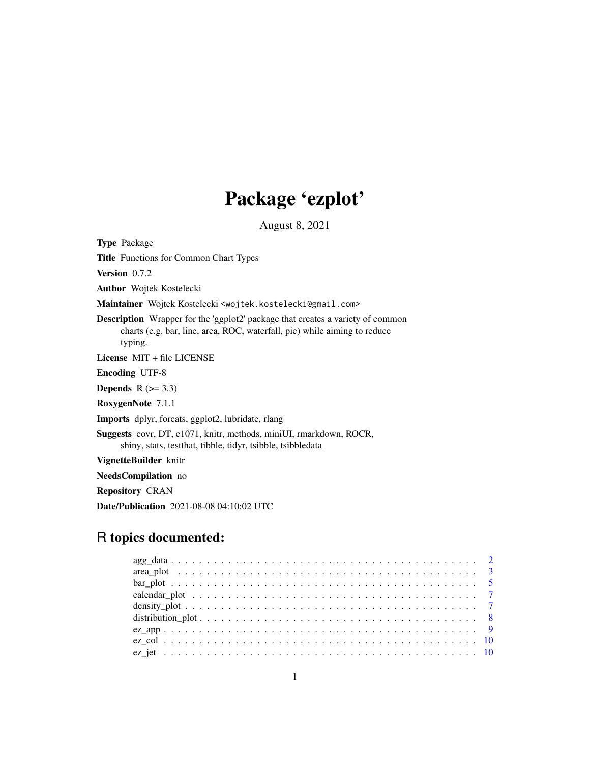# Package 'ezplot'

August 8, 2021

**Type** Package

**Title** Functions for Common Chart Types

**Version** 0.7.2

**Author** Wojtek Kostelecki

**Maintainer** Wojtek Kostelecki <wojtek.kostelecki@gmail.com>

**Description** Wrapper for the 'ggplot2' package that creates a variety of common charts (e.g. bar, line, area, ROC, waterfall, pie) while aiming to reduce typing.

**License** MIT + file LICENSE

**Encoding** UTF-8

**Depends** R (>= 3.3)

**RoxygenNote** 7.1.1

**Imports** dplyr, forcats, ggplot2, lubridate, rlang

**Suggests** covr, DT, e1071, knitr, methods, miniUI, rmarkdown, ROCR, shiny, stats, testthat, tibble, tidyr, tsibble, tsibbledata

**VignetteBuilder** knitr

**NeedsCompilation** no

**Repository** CRAN

**Date/Publication** 2021-08-08 04:10:02 UTC

## R topics documented:

- agg_data . . . . . . . . . . . . . . . . . . . . . . . . . . . . . . . . . . . . . . . . . 2
- area_plot . . . . . . . . . . . . . . . . . . . . . . . . . . . . . . . . . . . . . . . . . 3
- bar_plot . . . . . . . . . . . . . . . . . . . . . . . . . . . . . . . . . . . . . . . . . 5
- calendar_plot . . . . . . . . . . . . . . . . . . . . . . . . . . . . . . . . . . . . . . . 7
- density_plot . . . . . . . . . . . . . . . . . . . . . . . . . . . . . . . . . . . . . . . 7
- distribution_plot . . . . . . . . . . . . . . . . . . . . . . . . . . . . . . . . . . . . . 8
- ez_app . . . . . . . . . . . . . . . . . . . . . . . . . . . . . . . . . . . . . . . . . . 9
- ez_col . . . . . . . . . . . . . . . . . . . . . . . . . . . . . . . . . . . . . . . . . . 10
- ez_jet . . . . . . . . . . . . . . . . . . . . . . . . . . . . . . . . . . . . . . . . . . 10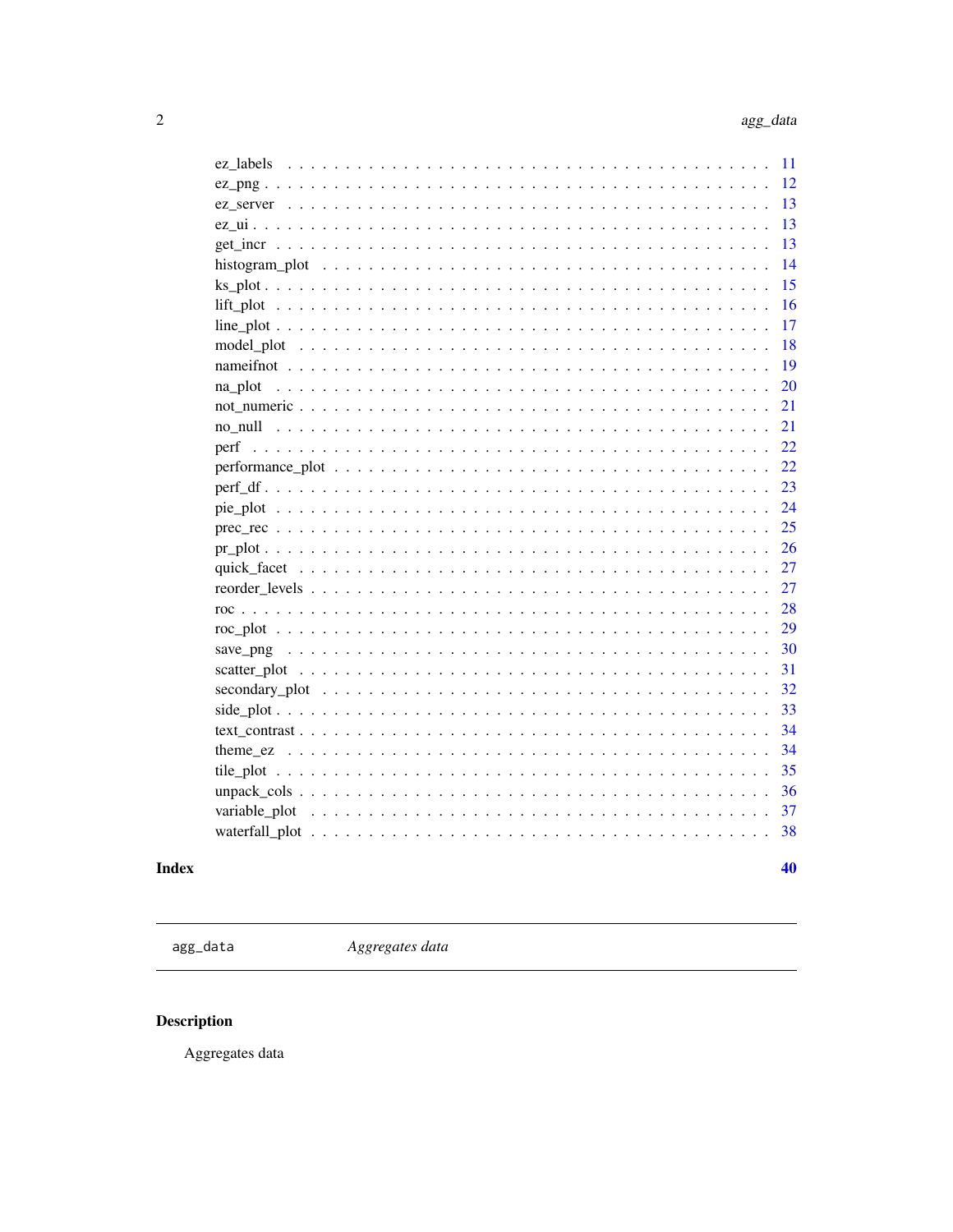ez_labels . . . . . . . . . . . . . . . . . . . . . . . . . . . . . . . . . . . . . . . . . 11
ez_png . . . . . . . . . . . . . . . . . . . . . . . . . . . . . . . . . . . . . . . . . . 12
ez_server . . . . . . . . . . . . . . . . . . . . . . . . . . . . . . . . . . . . . . . . . 13
ez_ui . . . . . . . . . . . . . . . . . . . . . . . . . . . . . . . . . . . . . . . . . . . 13
get_incr . . . . . . . . . . . . . . . . . . . . . . . . . . . . . . . . . . . . . . . . . 13
histogram_plot . . . . . . . . . . . . . . . . . . . . . . . . . . . . . . . . . . . . . . 14
ks_plot . . . . . . . . . . . . . . . . . . . . . . . . . . . . . . . . . . . . . . . . . . 15
lift_plot . . . . . . . . . . . . . . . . . . . . . . . . . . . . . . . . . . . . . . . . . 16
line_plot . . . . . . . . . . . . . . . . . . . . . . . . . . . . . . . . . . . . . . . . . 17
model_plot . . . . . . . . . . . . . . . . . . . . . . . . . . . . . . . . . . . . . . . . 18
nameifnot . . . . . . . . . . . . . . . . . . . . . . . . . . . . . . . . . . . . . . . . . 19
na_plot . . . . . . . . . . . . . . . . . . . . . . . . . . . . . . . . . . . . . . . . . . 20
not_numeric . . . . . . . . . . . . . . . . . . . . . . . . . . . . . . . . . . . . . . . . 21
no_null . . . . . . . . . . . . . . . . . . . . . . . . . . . . . . . . . . . . . . . . . . 21
perf . . . . . . . . . . . . . . . . . . . . . . . . . . . . . . . . . . . . . . . . . . . . 22
performance_plot . . . . . . . . . . . . . . . . . . . . . . . . . . . . . . . . . . . . . 22
perf_df . . . . . . . . . . . . . . . . . . . . . . . . . . . . . . . . . . . . . . . . . . 23
pie_plot . . . . . . . . . . . . . . . . . . . . . . . . . . . . . . . . . . . . . . . . . . 24
prec_rec . . . . . . . . . . . . . . . . . . . . . . . . . . . . . . . . . . . . . . . . . . 25
pr_plot . . . . . . . . . . . . . . . . . . . . . . . . . . . . . . . . . . . . . . . . . . 26
quick_facet . . . . . . . . . . . . . . . . . . . . . . . . . . . . . . . . . . . . . . . . 27
reorder_levels . . . . . . . . . . . . . . . . . . . . . . . . . . . . . . . . . . . . . . . 27
roc . . . . . . . . . . . . . . . . . . . . . . . . . . . . . . . . . . . . . . . . . . . . . 28
roc_plot . . . . . . . . . . . . . . . . . . . . . . . . . . . . . . . . . . . . . . . . . . 29
save_png . . . . . . . . . . . . . . . . . . . . . . . . . . . . . . . . . . . . . . . . . . 30
scatter_plot . . . . . . . . . . . . . . . . . . . . . . . . . . . . . . . . . . . . . . . . 31
secondary_plot . . . . . . . . . . . . . . . . . . . . . . . . . . . . . . . . . . . . . . . 32
side_plot . . . . . . . . . . . . . . . . . . . . . . . . . . . . . . . . . . . . . . . . . . 33
text_contrast . . . . . . . . . . . . . . . . . . . . . . . . . . . . . . . . . . . . . . . 34
theme_ez . . . . . . . . . . . . . . . . . . . . . . . . . . . . . . . . . . . . . . . . . . 34
tile_plot . . . . . . . . . . . . . . . . . . . . . . . . . . . . . . . . . . . . . . . . . . 35
unpack_cols . . . . . . . . . . . . . . . . . . . . . . . . . . . . . . . . . . . . . . . . 36
variable_plot . . . . . . . . . . . . . . . . . . . . . . . . . . . . . . . . . . . . . . . . 37
waterfall_plot . . . . . . . . . . . . . . . . . . . . . . . . . . . . . . . . . . . . . . . 38

**Index** **40**

---

`agg_data` *Aggregates data*

---

## Description

Aggregates data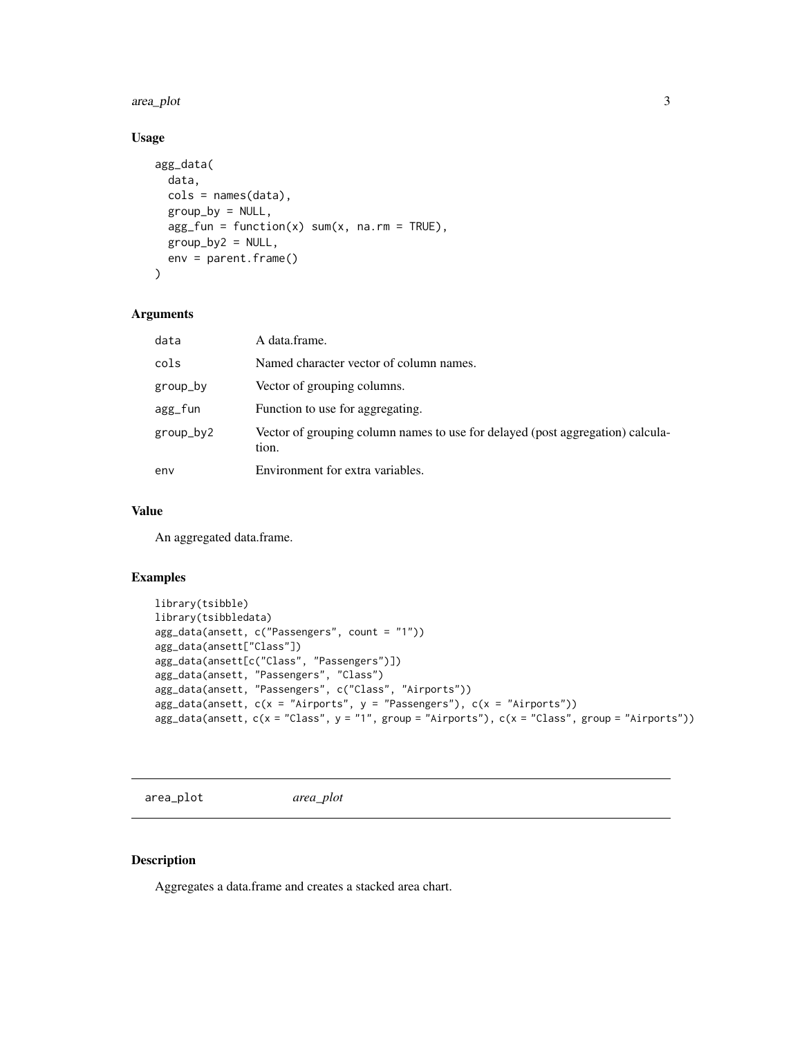### Usage

```
agg_data(
  data,
  cols = names(data),
  group_by = NULL,
  agg_fun = function(x) sum(x, na.rm = TRUE),
  group_by2 = NULL,
  env = parent.frame()
)
```

### Arguments

| | |
|---|---|
| data | A data.frame. |
| cols | Named character vector of column names. |
| group_by | Vector of grouping columns. |
| agg_fun | Function to use for aggregating. |
| group_by2 | Vector of grouping column names to use for delayed (post aggregation) calculation. |
| env | Environment for extra variables. |

### Value

An aggregated data.frame.

### Examples

```
library(tsibble)
library(tsibbledata)
agg_data(ansett, c("Passengers", count = "1"))
agg_data(ansett["Class"])
agg_data(ansett[c("Class", "Passengers")])
agg_data(ansett, "Passengers", "Class")
agg_data(ansett, "Passengers", c("Class", "Airports"))
agg_data(ansett, c(x = "Airports", y = "Passengers"), c(x = "Airports"))
agg_data(ansett, c(x = "Class", y = "1", group = "Airports"), c(x = "Class", group = "Airports"))
```

---

## area_plot *area_plot*

### Description

Aggregates a data.frame and creates a stacked area chart.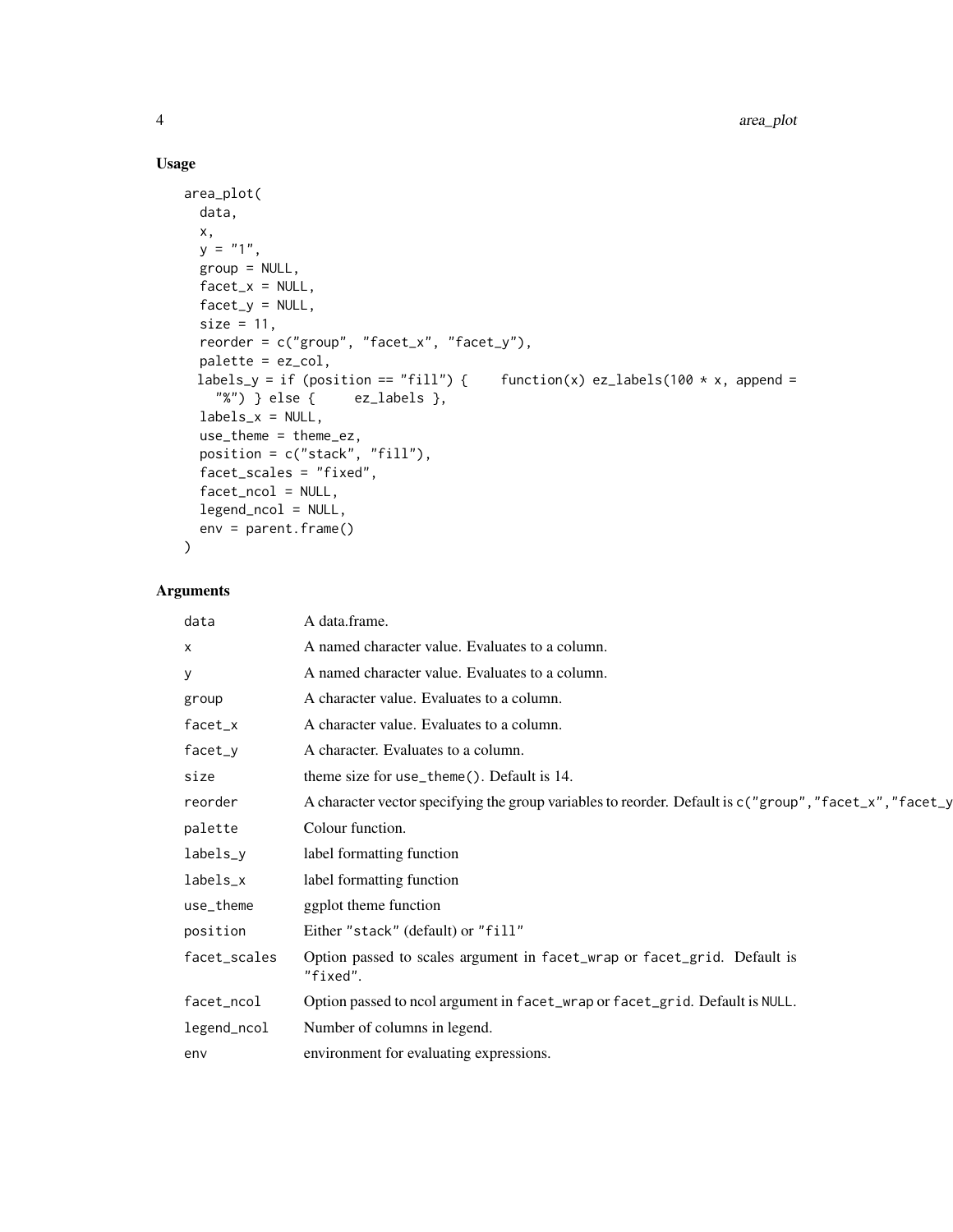## Usage

```
area_plot(
  data,
  x,
  y = "1",
  group = NULL,
  facet_x = NULL,
  facet_y = NULL,
  size = 11,
  reorder = c("group", "facet_x", "facet_y"),
  palette = ez_col,
 labels_y = if (position == "fill") {     function(x) ez_labels(100 * x, append =
    "%") } else {     ez_labels },
  labels_x = NULL,
  use_theme = theme_ez,
  position = c("stack", "fill"),
  facet_scales = "fixed",
  facet_ncol = NULL,
  legend_ncol = NULL,
  env = parent.frame()
)
```

## Arguments

| | |
|---|---|
| `data` | A data.frame. |
| `x` | A named character value. Evaluates to a column. |
| `y` | A named character value. Evaluates to a column. |
| `group` | A character value. Evaluates to a column. |
| `facet_x` | A character value. Evaluates to a column. |
| `facet_y` | A character. Evaluates to a column. |
| `size` | theme size for `use_theme()`. Default is 14. |
| `reorder` | A character vector specifying the group variables to reorder. Default is `c("group","facet_x","facet_y` |
| `palette` | Colour function. |
| `labels_y` | label formatting function |
| `labels_x` | label formatting function |
| `use_theme` | ggplot theme function |
| `position` | Either `"stack"` (default) or `"fill"` |
| `facet_scales` | Option passed to scales argument in `facet_wrap` or `facet_grid`. Default is `"fixed"`. |
| `facet_ncol` | Option passed to ncol argument in `facet_wrap` or `facet_grid`. Default is `NULL`. |
| `legend_ncol` | Number of columns in legend. |
| `env` | environment for evaluating expressions. |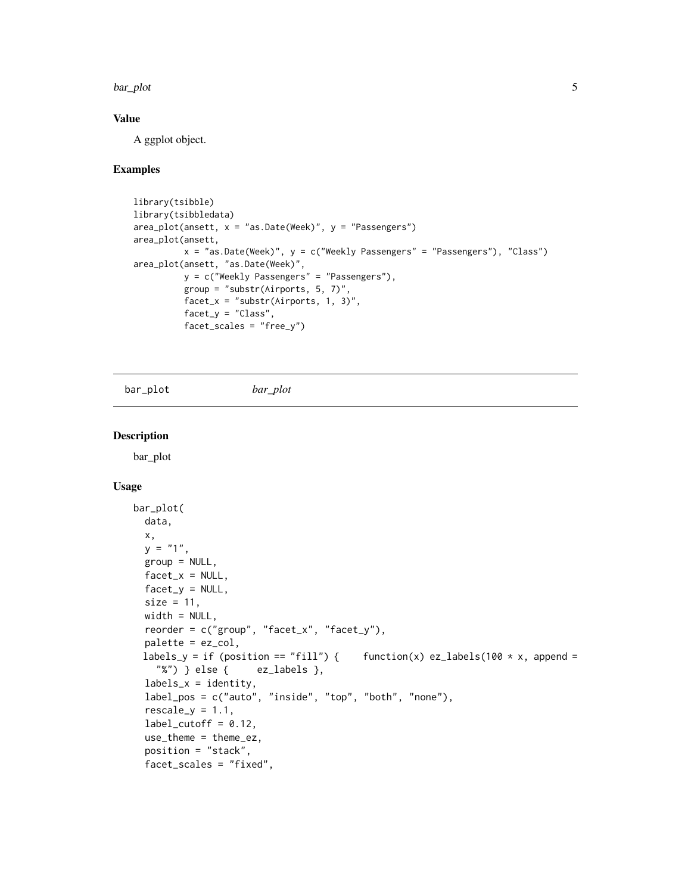## Value

A ggplot object.

## Examples

```
library(tsibble)
library(tsibbledata)
area_plot(ansett, x = "as.Date(Week)", y = "Passengers")
area_plot(ansett,
          x = "as.Date(Week)", y = c("Weekly Passengers" = "Passengers"), "Class")
area_plot(ansett, "as.Date(Week)",
          y = c("Weekly Passengers" = "Passengers"),
          group = "substr(Airports, 5, 7)",
          facet_x = "substr(Airports, 1, 3)",
          facet_y = "Class",
          facet_scales = "free_y")
```

---

# bar_plot    *bar_plot*

## Description

bar_plot

## Usage

```
bar_plot(
  data,
  x,
  y = "1",
  group = NULL,
  facet_x = NULL,
  facet_y = NULL,
  size = 11,
  width = NULL,
  reorder = c("group", "facet_x", "facet_y"),
  palette = ez_col,
  labels_y = if (position == "fill") {     function(x) ez_labels(100 * x, append =
    "%") } else {     ez_labels },
  labels_x = identity,
  label_pos = c("auto", "inside", "top", "both", "none"),
  rescale_y = 1.1,
  label_cutoff = 0.12,
  use_theme = theme_ez,
  position = "stack",
  facet_scales = "fixed",
```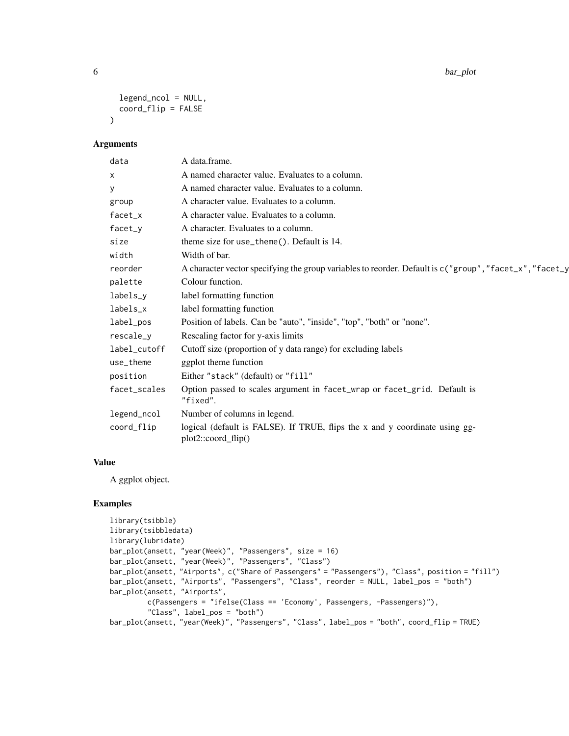```
  legend_ncol = NULL,
  coord_flip = FALSE
)
```

### Arguments

| Argument | Description |
|---|---|
| data | A data.frame. |
| x | A named character value. Evaluates to a column. |
| y | A named character value. Evaluates to a column. |
| group | A character value. Evaluates to a column. |
| facet_x | A character value. Evaluates to a column. |
| facet_y | A character. Evaluates to a column. |
| size | theme size for `use_theme()`. Default is 14. |
| width | Width of bar. |
| reorder | A character vector specifying the group variables to reorder. Default is `c("group","facet_x","facet_y` |
| palette | Colour function. |
| labels_y | label formatting function |
| labels_x | label formatting function |
| label_pos | Position of labels. Can be "auto", "inside", "top", "both" or "none". |
| rescale_y | Rescaling factor for y-axis limits |
| label_cutoff | Cutoff size (proportion of y data range) for excluding labels |
| use_theme | ggplot theme function |
| position | Either `"stack"` (default) or `"fill"` |
| facet_scales | Option passed to scales argument in `facet_wrap` or `facet_grid`. Default is `"fixed"`. |
| legend_ncol | Number of columns in legend. |
| coord_flip | logical (default is FALSE). If TRUE, flips the x and y coordinate using ggplot2::coord_flip() |

### Value

A ggplot object.

### Examples

```
library(tsibble)
library(tsibbledata)
library(lubridate)
bar_plot(ansett, "year(Week)", "Passengers", size = 16)
bar_plot(ansett, "year(Week)", "Passengers", "Class")
bar_plot(ansett, "Airports", c("Share of Passengers" = "Passengers"), "Class", position = "fill")
bar_plot(ansett, "Airports", "Passengers", "Class", reorder = NULL, label_pos = "both")
bar_plot(ansett, "Airports",
         c(Passengers = "ifelse(Class == 'Economy', Passengers, -Passengers)"),
         "Class", label_pos = "both")
bar_plot(ansett, "year(Week)", "Passengers", "Class", label_pos = "both", coord_flip = TRUE)
```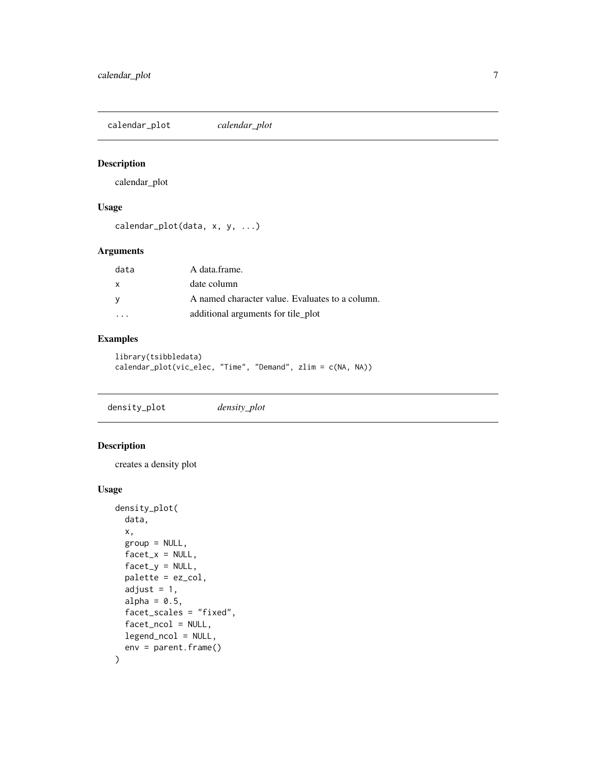## calendar_plot *calendar_plot*

### Description

calendar_plot

### Usage

```
calendar_plot(data, x, y, ...)
```

### Arguments

| | |
|---|---|
| data | A data.frame. |
| x | date column |
| y | A named character value. Evaluates to a column. |
| ... | additional arguments for tile_plot |

### Examples

```
library(tsibbledata)
calendar_plot(vic_elec, "Time", "Demand", zlim = c(NA, NA))
```

## density_plot *density_plot*

### Description

creates a density plot

### Usage

```
density_plot(
  data,
  x,
  group = NULL,
  facet_x = NULL,
  facet_y = NULL,
  palette = ez_col,
  adjust = 1,
  alpha = 0.5,
  facet_scales = "fixed",
  facet_ncol = NULL,
  legend_ncol = NULL,
  env = parent.frame()
)
```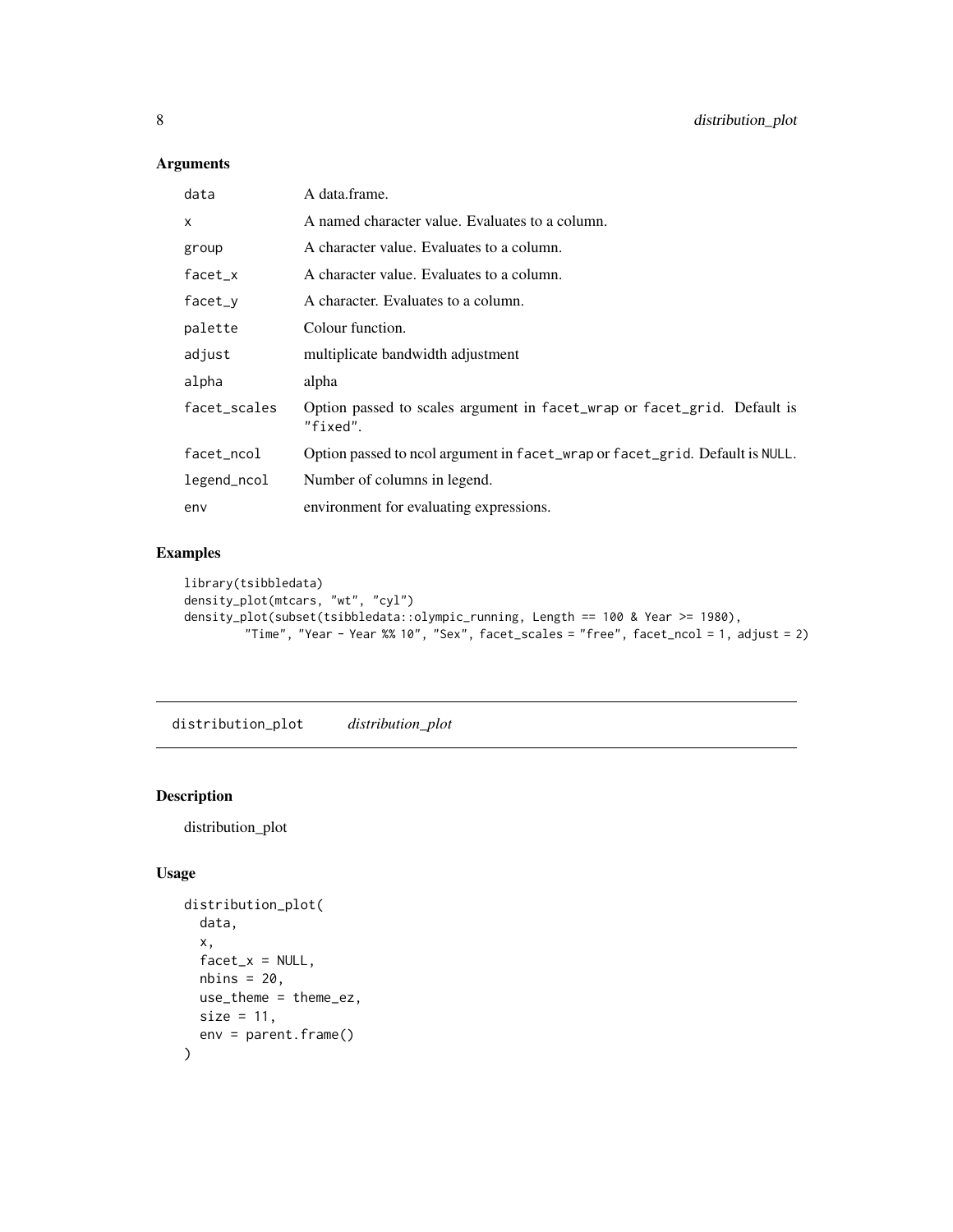## Arguments

| | |
|---|---|
| data | A data.frame. |
| x | A named character value. Evaluates to a column. |
| group | A character value. Evaluates to a column. |
| facet_x | A character value. Evaluates to a column. |
| facet_y | A character. Evaluates to a column. |
| palette | Colour function. |
| adjust | multiplicate bandwidth adjustment |
| alpha | alpha |
| facet_scales | Option passed to scales argument in `facet_wrap` or `facet_grid`. Default is `"fixed"`. |
| facet_ncol | Option passed to ncol argument in `facet_wrap` or `facet_grid`. Default is `NULL`. |
| legend_ncol | Number of columns in legend. |
| env | environment for evaluating expressions. |

## Examples

```
library(tsibbledata)
density_plot(mtcars, "wt", "cyl")
density_plot(subset(tsibbledata::olympic_running, Length == 100 & Year >= 1980),
        "Time", "Year - Year %% 10", "Sex", facet_scales = "free", facet_ncol = 1, adjust = 2)
```

---

# distribution_plot *distribution_plot*

## Description

distribution_plot

## Usage

```
distribution_plot(
  data,
  x,
  facet_x = NULL,
  nbins = 20,
  use_theme = theme_ez,
  size = 11,
  env = parent.frame()
)
```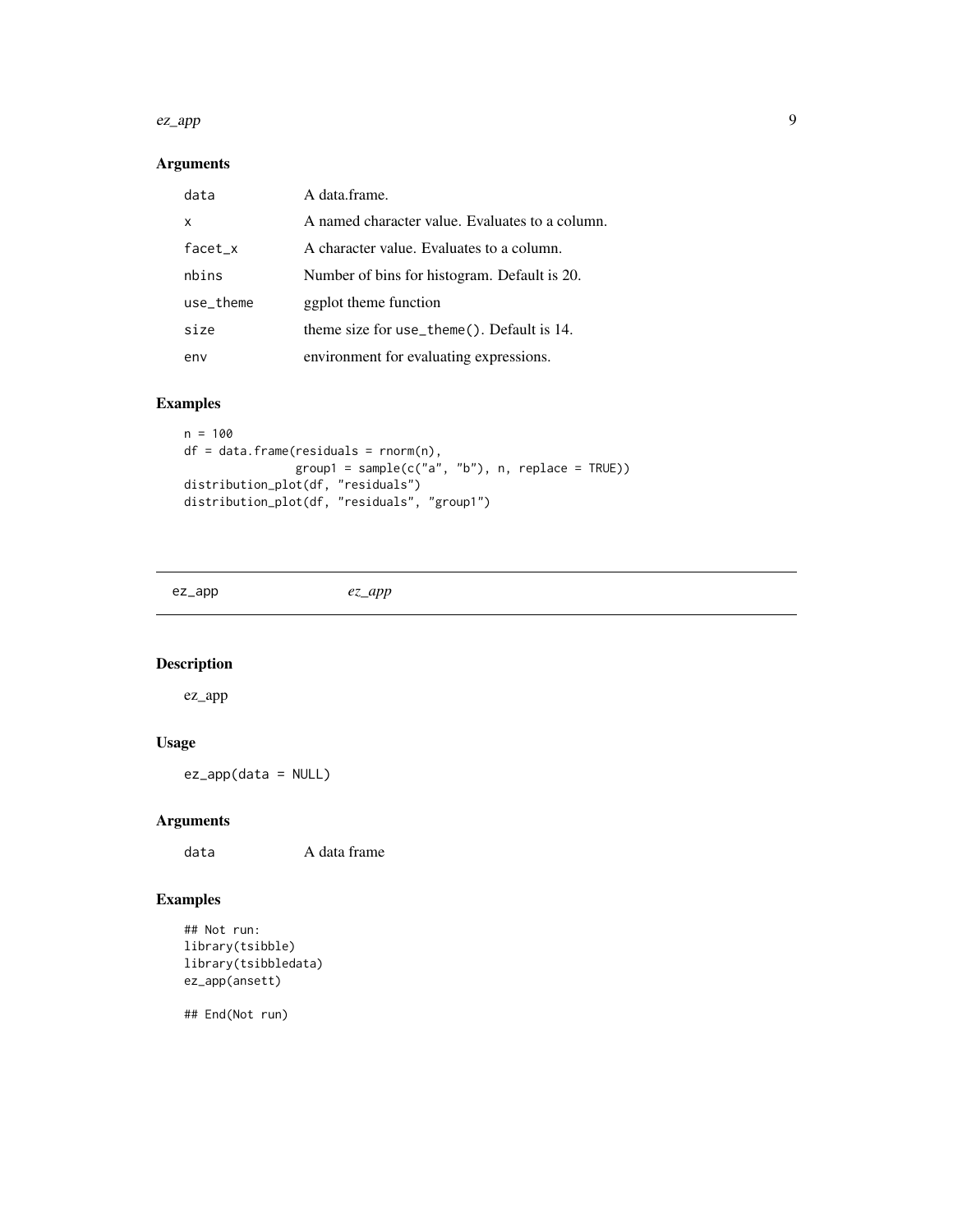### Arguments

| | |
|---|---|
| `data` | A data.frame. |
| `x` | A named character value. Evaluates to a column. |
| `facet_x` | A character value. Evaluates to a column. |
| `nbins` | Number of bins for histogram. Default is 20. |
| `use_theme` | ggplot theme function |
| `size` | theme size for `use_theme()`. Default is 14. |
| `env` | environment for evaluating expressions. |

### Examples

```
n = 100
df = data.frame(residuals = rnorm(n),
                group1 = sample(c("a", "b"), n, replace = TRUE))
distribution_plot(df, "residuals")
distribution_plot(df, "residuals", "group1")
```

---

## `ez_app` *ez_app*

---

### Description

ez_app

### Usage

```
ez_app(data = NULL)
```

### Arguments

| | |
|---|---|
| `data` | A data frame |

### Examples

```
## Not run:
library(tsibble)
library(tsibbledata)
ez_app(ansett)

## End(Not run)
```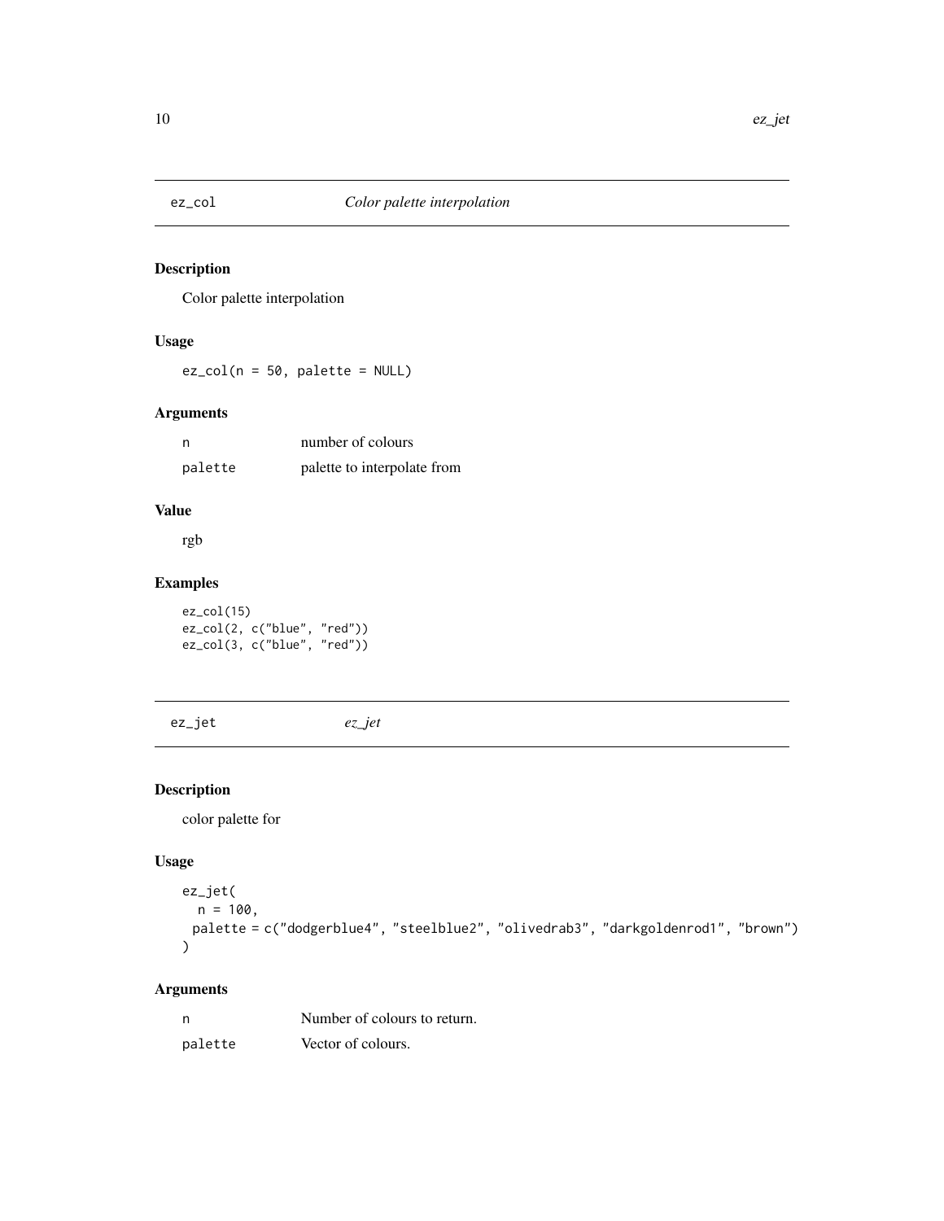## ez_col — *Color palette interpolation*

### Description

Color palette interpolation

### Usage

```
ez_col(n = 50, palette = NULL)
```

### Arguments

| | |
|---|---|
| n | number of colours |
| palette | palette to interpolate from |

### Value

rgb

### Examples

```
ez_col(15)
ez_col(2, c("blue", "red"))
ez_col(3, c("blue", "red"))
```

## ez_jet — *ez_jet*

### Description

color palette for

### Usage

```
ez_jet(
  n = 100,
  palette = c("dodgerblue4", "steelblue2", "olivedrab3", "darkgoldenrod1", "brown")
)
```

### Arguments

| | |
|---|---|
| n | Number of colours to return. |
| palette | Vector of colours. |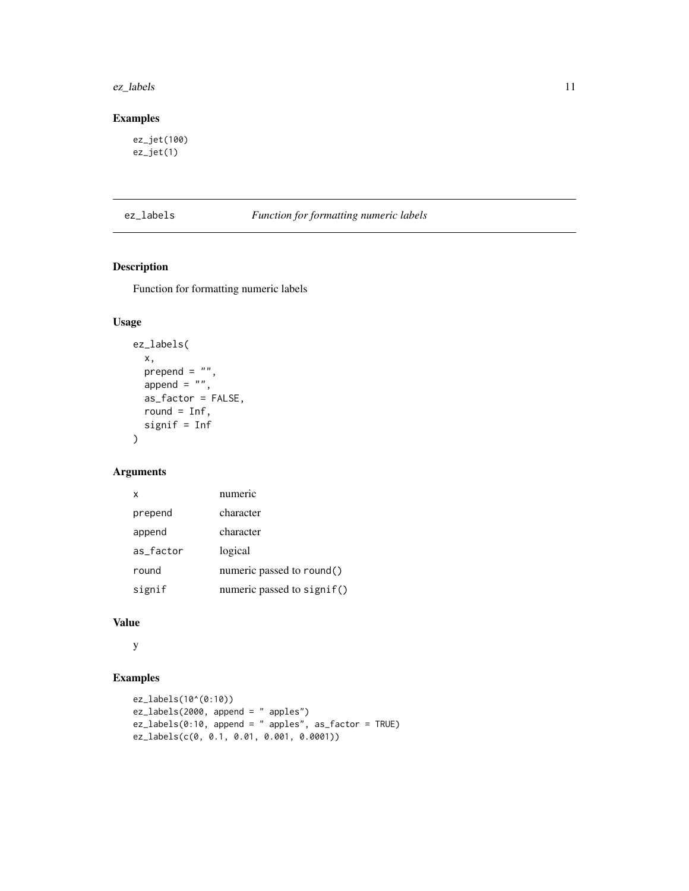## Examples

```
ez_jet(100)
ez_jet(1)
```

# ez_labels — *Function for formatting numeric labels*

## Description

Function for formatting numeric labels

## Usage

```
ez_labels(
  x,
  prepend = "",
  append = "",
  as_factor = FALSE,
  round = Inf,
  signif = Inf
)
```

## Arguments

| | |
|---|---|
| x | numeric |
| prepend | character |
| append | character |
| as_factor | logical |
| round | numeric passed to round() |
| signif | numeric passed to signif() |

## Value

y

## Examples

```
ez_labels(10^(0:10))
ez_labels(2000, append = " apples")
ez_labels(0:10, append = " apples", as_factor = TRUE)
ez_labels(c(0, 0.1, 0.01, 0.001, 0.0001))
```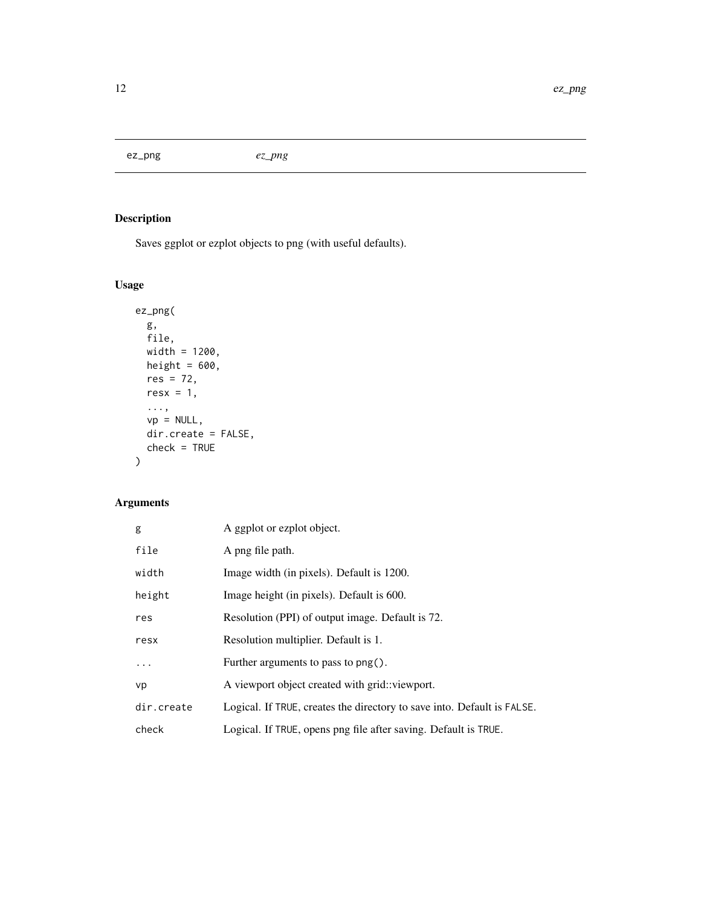# ez_png

*ez_png*

## Description

Saves ggplot or ezplot objects to png (with useful defaults).

## Usage

```
ez_png(
  g,
  file,
  width = 1200,
  height = 600,
  res = 72,
  resx = 1,
  ...,
  vp = NULL,
  dir.create = FALSE,
  check = TRUE
)
```

## Arguments

| | |
|---|---|
| `g` | A ggplot or ezplot object. |
| `file` | A png file path. |
| `width` | Image width (in pixels). Default is 1200. |
| `height` | Image height (in pixels). Default is 600. |
| `res` | Resolution (PPI) of output image. Default is 72. |
| `resx` | Resolution multiplier. Default is 1. |
| `...` | Further arguments to pass to `png()`. |
| `vp` | A viewport object created with grid::viewport. |
| `dir.create` | Logical. If `TRUE`, creates the directory to save into. Default is `FALSE`. |
| `check` | Logical. If `TRUE`, opens png file after saving. Default is `TRUE`. |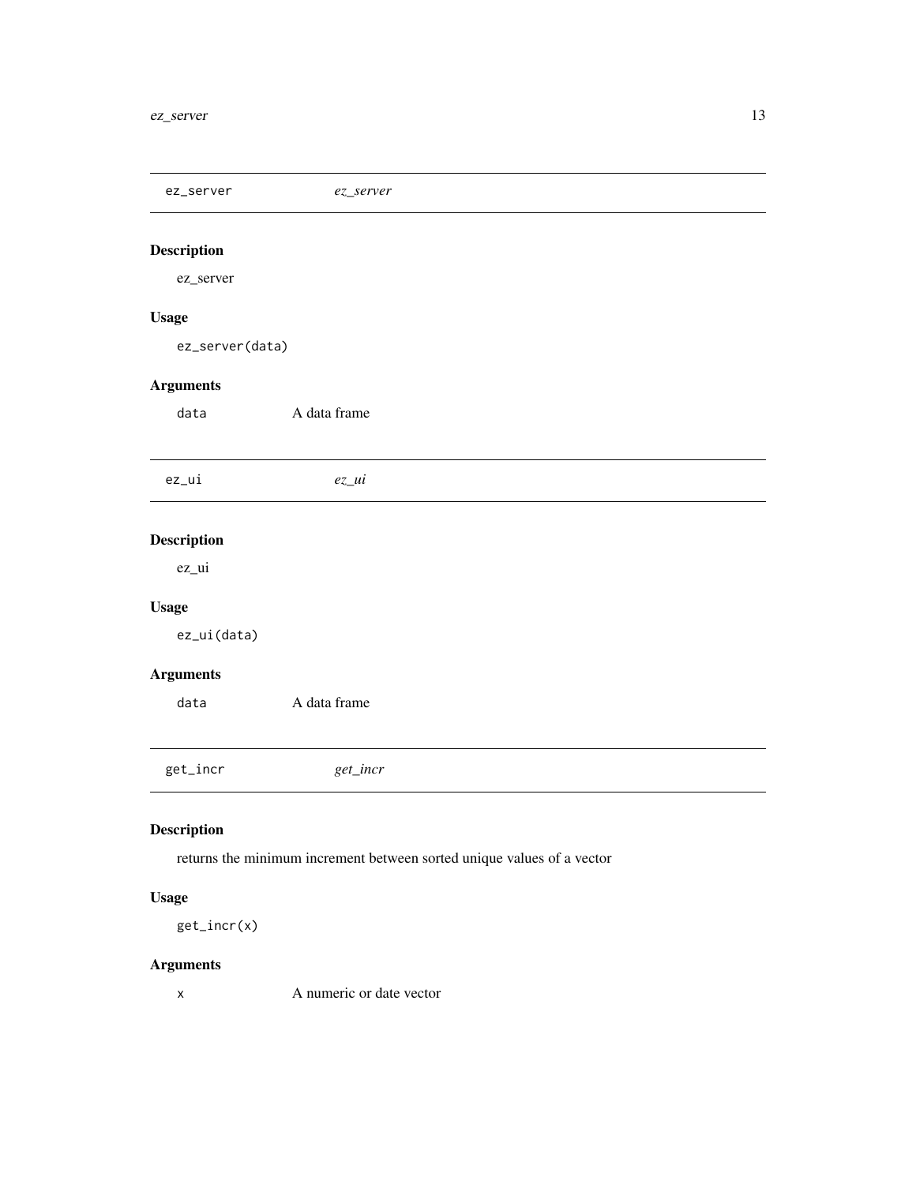## ez_server *ez_server*

### Description

ez_server

### Usage

```
ez_server(data)
```

### Arguments

| | |
|---|---|
| data | A data frame |

## ez_ui *ez_ui*

### Description

ez_ui

### Usage

```
ez_ui(data)
```

### Arguments

| | |
|---|---|
| data | A data frame |

## get_incr *get_incr*

### Description

returns the minimum increment between sorted unique values of a vector

### Usage

```
get_incr(x)
```

### Arguments

| | |
|---|---|
| x | A numeric or date vector |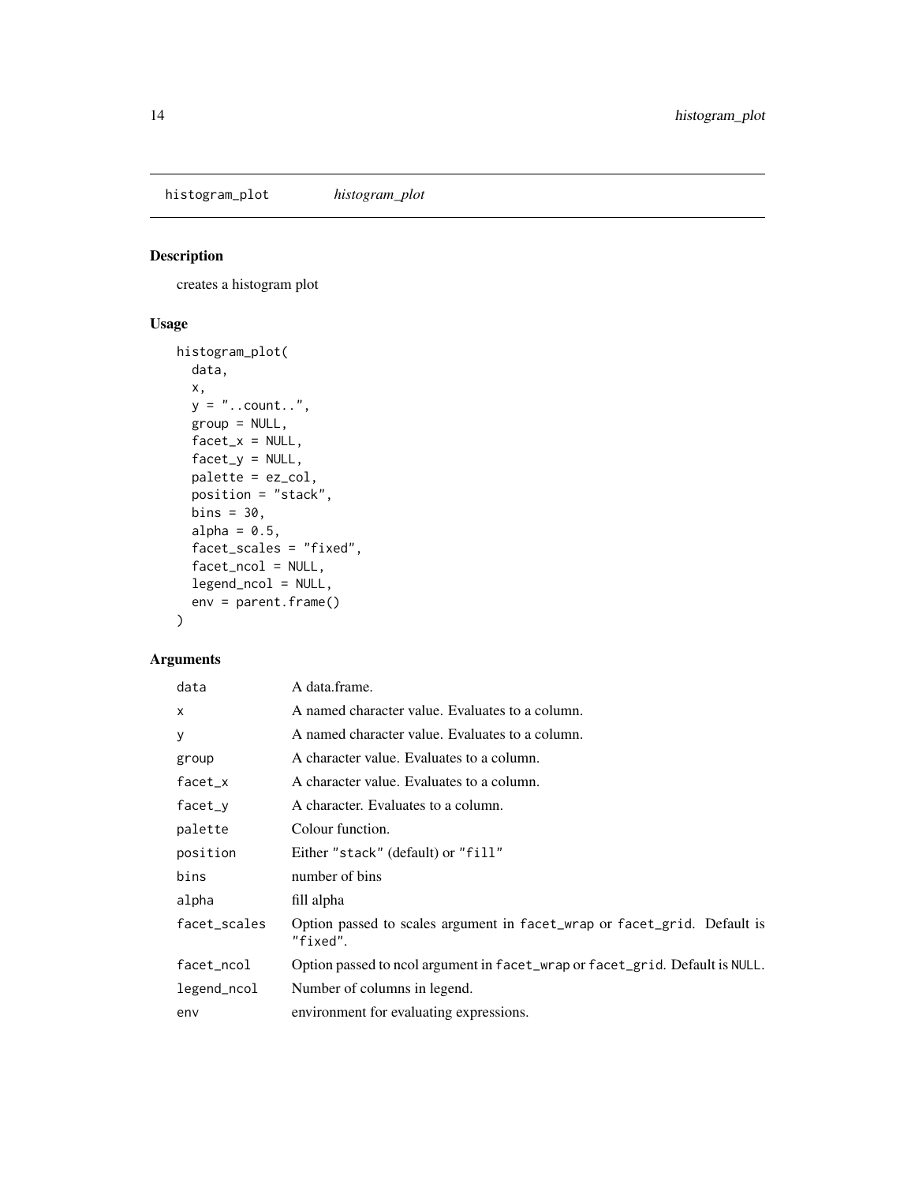## histogram_plot *histogram_plot*

### Description

creates a histogram plot

### Usage

```
histogram_plot(
  data,
  x,
  y = "..count..",
  group = NULL,
  facet_x = NULL,
  facet_y = NULL,
  palette = ez_col,
  position = "stack",
  bins = 30,
  alpha = 0.5,
  facet_scales = "fixed",
  facet_ncol = NULL,
  legend_ncol = NULL,
  env = parent.frame()
)
```

### Arguments

| | |
|---|---|
| `data` | A data.frame. |
| `x` | A named character value. Evaluates to a column. |
| `y` | A named character value. Evaluates to a column. |
| `group` | A character value. Evaluates to a column. |
| `facet_x` | A character value. Evaluates to a column. |
| `facet_y` | A character. Evaluates to a column. |
| `palette` | Colour function. |
| `position` | Either `"stack"` (default) or `"fill"` |
| `bins` | number of bins |
| `alpha` | fill alpha |
| `facet_scales` | Option passed to scales argument in `facet_wrap` or `facet_grid`. Default is `"fixed"`. |
| `facet_ncol` | Option passed to ncol argument in `facet_wrap` or `facet_grid`. Default is `NULL`. |
| `legend_ncol` | Number of columns in legend. |
| `env` | environment for evaluating expressions. |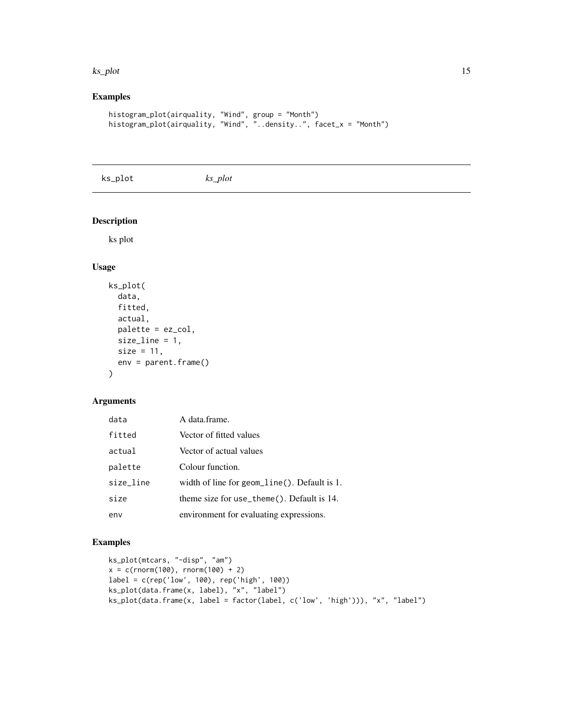## Examples

```
histogram_plot(airquality, "Wind", group = "Month")
histogram_plot(airquality, "Wind", "..density..", facet_x = "Month")
```

---

# ks_plot *ks_plot*

---

## Description

ks plot

## Usage

```
ks_plot(
  data,
  fitted,
  actual,
  palette = ez_col,
  size_line = 1,
  size = 11,
  env = parent.frame()
)
```

## Arguments

| | |
|---|---|
| data | A data.frame. |
| fitted | Vector of fitted values |
| actual | Vector of actual values |
| palette | Colour function. |
| size_line | width of line for `geom_line()`. Default is 1. |
| size | theme size for `use_theme()`. Default is 14. |
| env | environment for evaluating expressions. |

## Examples

```
ks_plot(mtcars, "-disp", "am")
x = c(rnorm(100), rnorm(100) + 2)
label = c(rep('low', 100), rep('high', 100))
ks_plot(data.frame(x, label), "x", "label")
ks_plot(data.frame(x, label = factor(label, c('low', 'high'))), "x", "label")
```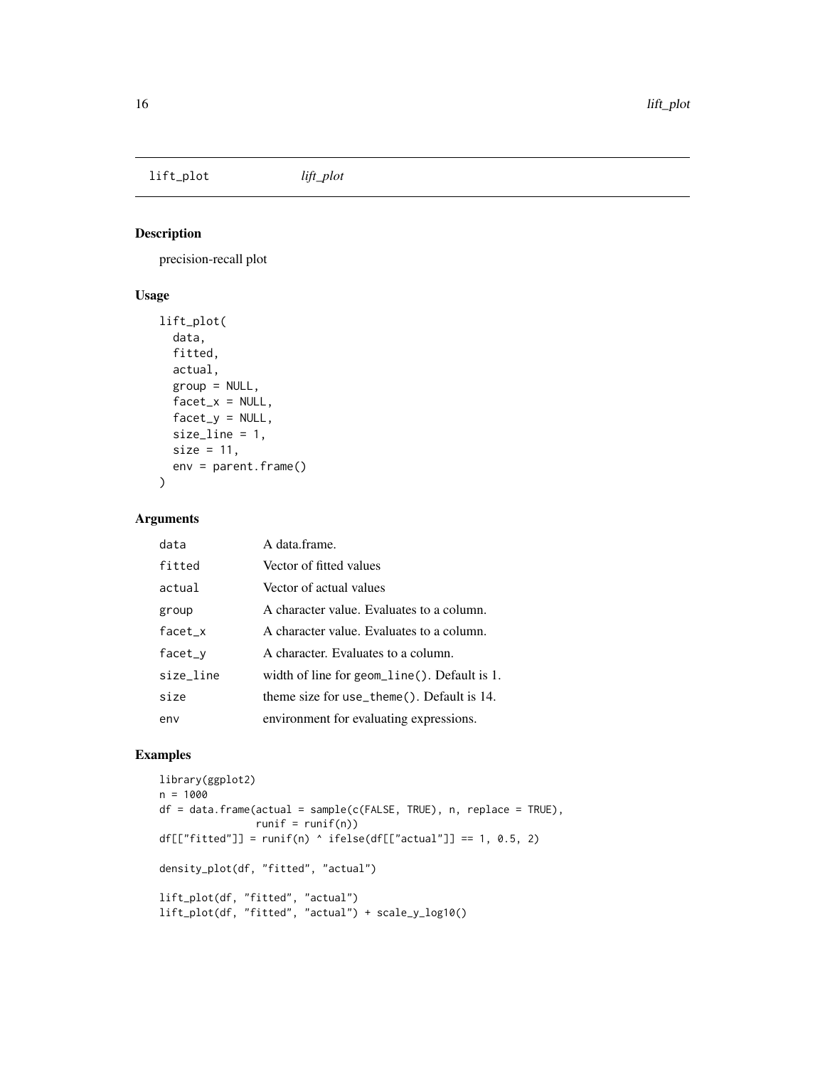lift_plot *lift_plot*

## Description

precision-recall plot

## Usage

```
lift_plot(
  data,
  fitted,
  actual,
  group = NULL,
  facet_x = NULL,
  facet_y = NULL,
  size_line = 1,
  size = 11,
  env = parent.frame()
)
```

## Arguments

| | |
|---|---|
| `data` | A data.frame. |
| `fitted` | Vector of fitted values |
| `actual` | Vector of actual values |
| `group` | A character value. Evaluates to a column. |
| `facet_x` | A character value. Evaluates to a column. |
| `facet_y` | A character. Evaluates to a column. |
| `size_line` | width of line for `geom_line()`. Default is 1. |
| `size` | theme size for `use_theme()`. Default is 14. |
| `env` | environment for evaluating expressions. |

## Examples

```
library(ggplot2)
n = 1000
df = data.frame(actual = sample(c(FALSE, TRUE), n, replace = TRUE),
                runif = runif(n))
df[["fitted"]] = runif(n) ^ ifelse(df[["actual"]] == 1, 0.5, 2)

density_plot(df, "fitted", "actual")

lift_plot(df, "fitted", "actual")
lift_plot(df, "fitted", "actual") + scale_y_log10()
```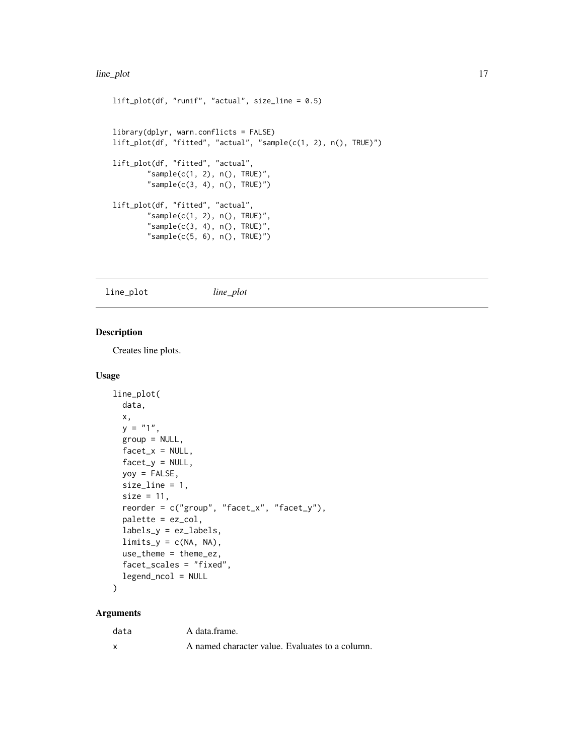```
lift_plot(df, "runif", "actual", size_line = 0.5)


library(dplyr, warn.conflicts = FALSE)
lift_plot(df, "fitted", "actual", "sample(c(1, 2), n(), TRUE)")

lift_plot(df, "fitted", "actual",
          "sample(c(1, 2), n(), TRUE)",
          "sample(c(3, 4), n(), TRUE)")

lift_plot(df, "fitted", "actual",
          "sample(c(1, 2), n(), TRUE)",
          "sample(c(3, 4), n(), TRUE)",
          "sample(c(5, 6), n(), TRUE)")
```

---

## line_plot *line_plot*

### Description

Creates line plots.

### Usage

```
line_plot(
  data,
  x,
  y = "1",
  group = NULL,
  facet_x = NULL,
  facet_y = NULL,
  yoy = FALSE,
  size_line = 1,
  size = 11,
  reorder = c("group", "facet_x", "facet_y"),
  palette = ez_col,
  labels_y = ez_labels,
  limits_y = c(NA, NA),
  use_theme = theme_ez,
  facet_scales = "fixed",
  legend_ncol = NULL
)
```

### Arguments

| | |
|---|---|
| data | A data.frame. |
| x | A named character value. Evaluates to a column. |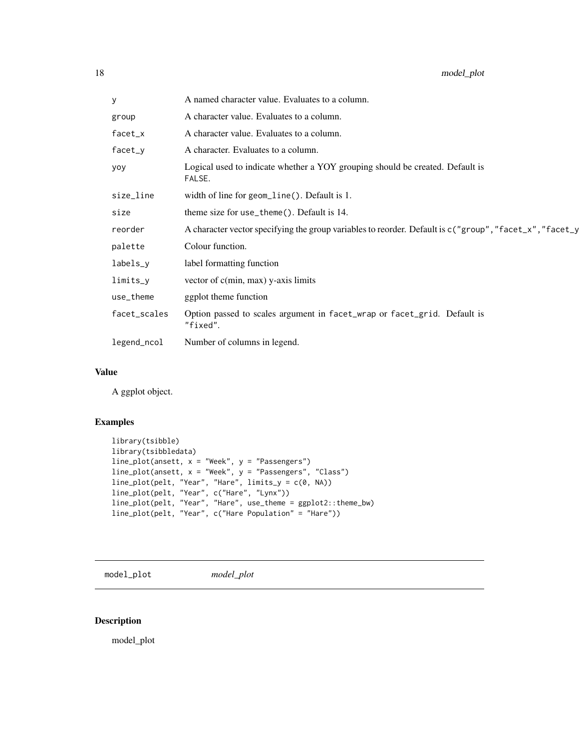| | |
|---|---|
| y | A named character value. Evaluates to a column. |
| group | A character value. Evaluates to a column. |
| facet_x | A character value. Evaluates to a column. |
| facet_y | A character. Evaluates to a column. |
| yoy | Logical used to indicate whether a YOY grouping should be created. Default is `FALSE`. |
| size_line | width of line for `geom_line()`. Default is 1. |
| size | theme size for `use_theme()`. Default is 14. |
| reorder | A character vector specifying the group variables to reorder. Default is `c("group","facet_x","facet_y` |
| palette | Colour function. |
| labels_y | label formatting function |
| limits_y | vector of c(min, max) y-axis limits |
| use_theme | ggplot theme function |
| facet_scales | Option passed to scales argument in `facet_wrap` or `facet_grid`. Default is `"fixed"`. |
| legend_ncol | Number of columns in legend. |

## Value

A ggplot object.

## Examples

```
library(tsibble)
library(tsibbledata)
line_plot(ansett, x = "Week", y = "Passengers")
line_plot(ansett, x = "Week", y = "Passengers", "Class")
line_plot(pelt, "Year", "Hare", limits_y = c(0, NA))
line_plot(pelt, "Year", c("Hare", "Lynx"))
line_plot(pelt, "Year", "Hare", use_theme = ggplot2::theme_bw)
line_plot(pelt, "Year", c("Hare Population" = "Hare"))
```

---

# model_plot *model_plot*

---

## Description

model_plot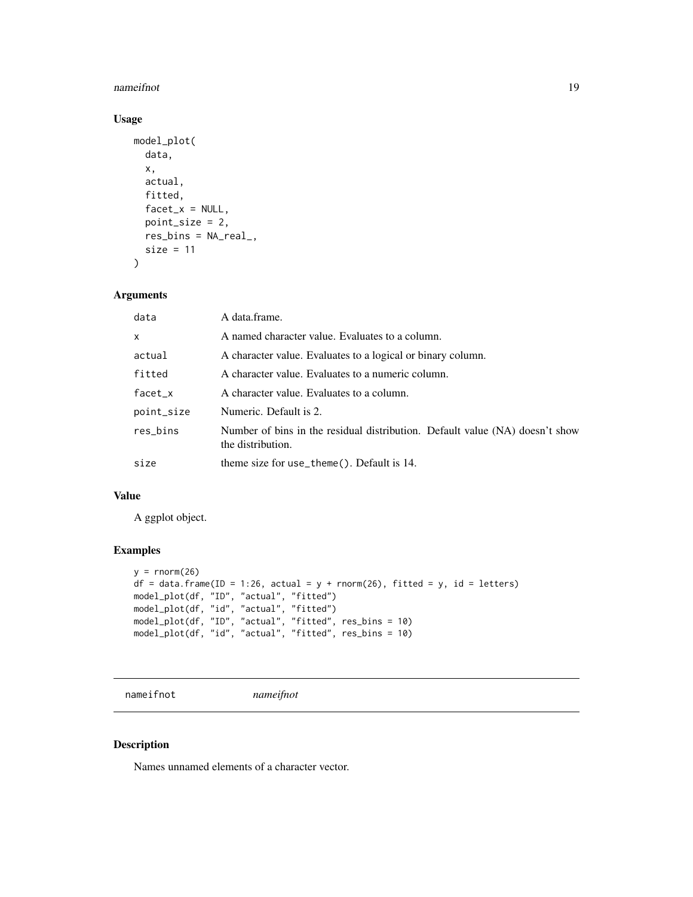## Usage

```
model_plot(
  data,
  x,
  actual,
  fitted,
  facet_x = NULL,
  point_size = 2,
  res_bins = NA_real_,
  size = 11
)
```

## Arguments

| | |
|---|---|
| data | A data.frame. |
| x | A named character value. Evaluates to a column. |
| actual | A character value. Evaluates to a logical or binary column. |
| fitted | A character value. Evaluates to a numeric column. |
| facet_x | A character value. Evaluates to a column. |
| point_size | Numeric. Default is 2. |
| res_bins | Number of bins in the residual distribution. Default value (NA) doesn't show the distribution. |
| size | theme size for `use_theme()`. Default is 14. |

## Value

A ggplot object.

## Examples

```
y = rnorm(26)
df = data.frame(ID = 1:26, actual = y + rnorm(26), fitted = y, id = letters)
model_plot(df, "ID", "actual", "fitted")
model_plot(df, "id", "actual", "fitted")
model_plot(df, "ID", "actual", "fitted", res_bins = 10)
model_plot(df, "id", "actual", "fitted", res_bins = 10)
```

---

# nameifnot — *nameifnot*

## Description

Names unnamed elements of a character vector.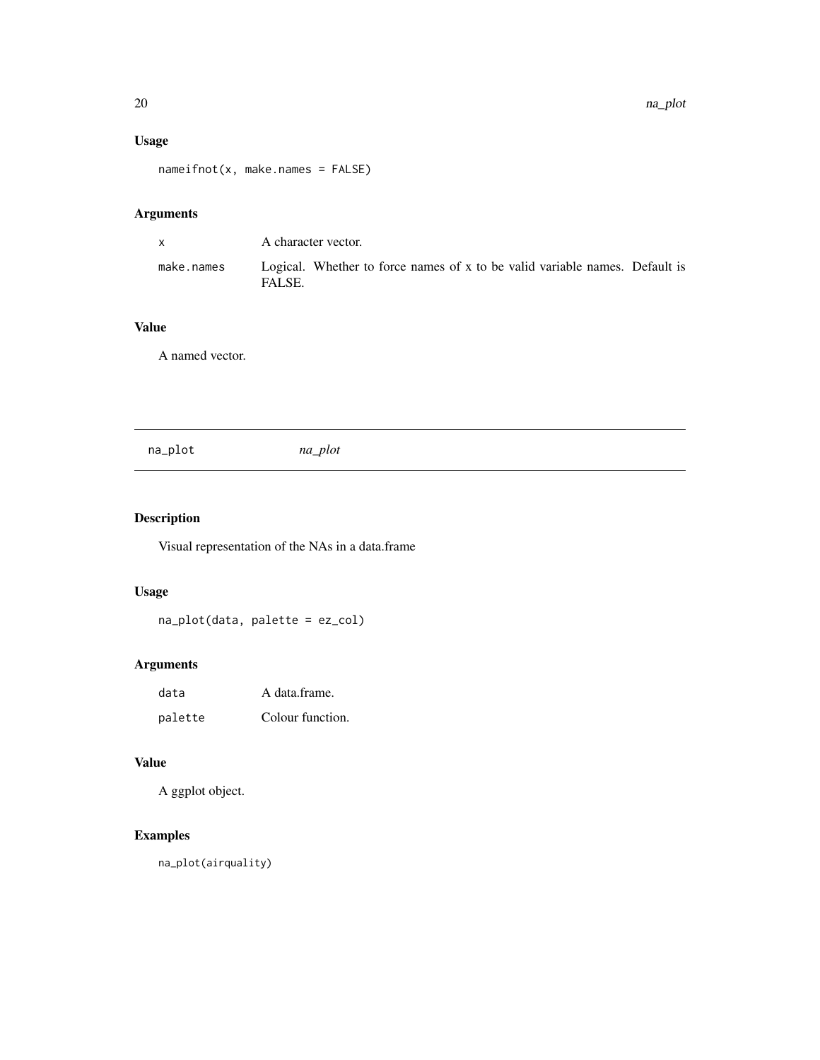### Usage

```
nameifnot(x, make.names = FALSE)
```

### Arguments

| | |
|---|---|
| x | A character vector. |
| make.names | Logical. Whether to force names of x to be valid variable names. Default is FALSE. |

### Value

A named vector.

---

## na_plot *na_plot*

---

### Description

Visual representation of the NAs in a data.frame

### Usage

```
na_plot(data, palette = ez_col)
```

### Arguments

| | |
|---|---|
| data | A data.frame. |
| palette | Colour function. |

### Value

A ggplot object.

### Examples

```
na_plot(airquality)
```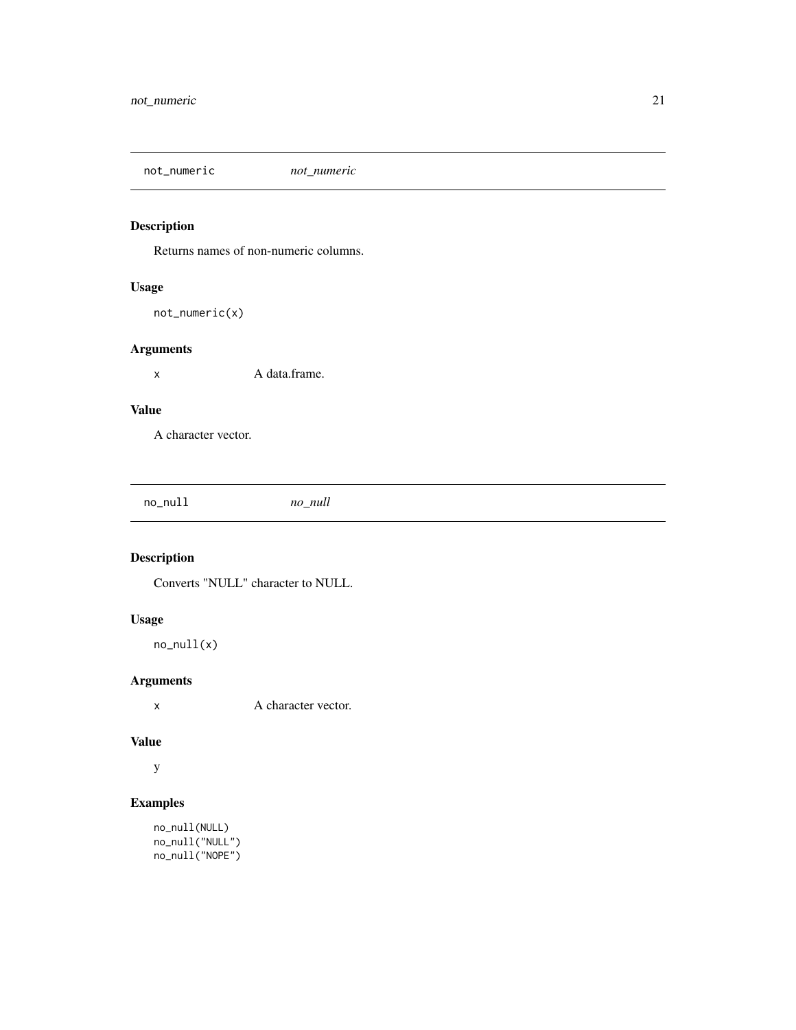## not_numeric *not_numeric*

### Description

Returns names of non-numeric columns.

### Usage

```
not_numeric(x)
```

### Arguments

| | |
|---|---|
| x | A data.frame. |

### Value

A character vector.

## no_null *no_null*

### Description

Converts "NULL" character to NULL.

### Usage

```
no_null(x)
```

### Arguments

| | |
|---|---|
| x | A character vector. |

### Value

y

### Examples

```
no_null(NULL)
no_null("NULL")
no_null("NOPE")
```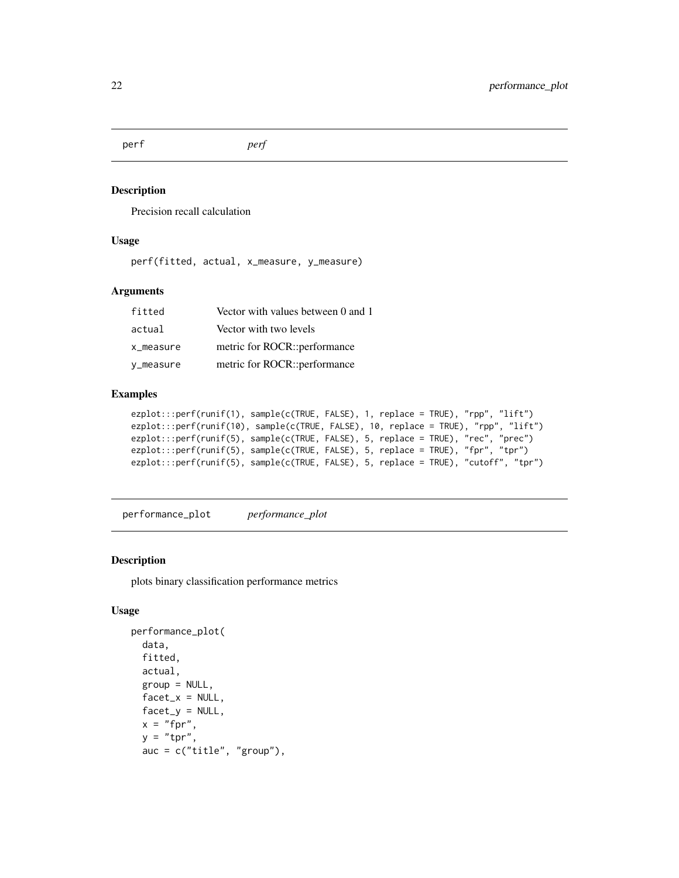## perf — *perf*

### Description

Precision recall calculation

### Usage

```
perf(fitted, actual, x_measure, y_measure)
```

### Arguments

| | |
|---|---|
| fitted | Vector with values between 0 and 1 |
| actual | Vector with two levels |
| x_measure | metric for ROCR::performance |
| y_measure | metric for ROCR::performance |

### Examples

```
ezplot:::perf(runif(1), sample(c(TRUE, FALSE), 1, replace = TRUE), "rpp", "lift")
ezplot:::perf(runif(10), sample(c(TRUE, FALSE), 10, replace = TRUE), "rpp", "lift")
ezplot:::perf(runif(5), sample(c(TRUE, FALSE), 5, replace = TRUE), "rec", "prec")
ezplot:::perf(runif(5), sample(c(TRUE, FALSE), 5, replace = TRUE), "fpr", "tpr")
ezplot:::perf(runif(5), sample(c(TRUE, FALSE), 5, replace = TRUE), "cutoff", "tpr")
```

## performance_plot — *performance_plot*

### Description

plots binary classification performance metrics

### Usage

```
performance_plot(
  data,
  fitted,
  actual,
  group = NULL,
  facet_x = NULL,
  facet_y = NULL,
  x = "fpr",
  y = "tpr",
  auc = c("title", "group"),
```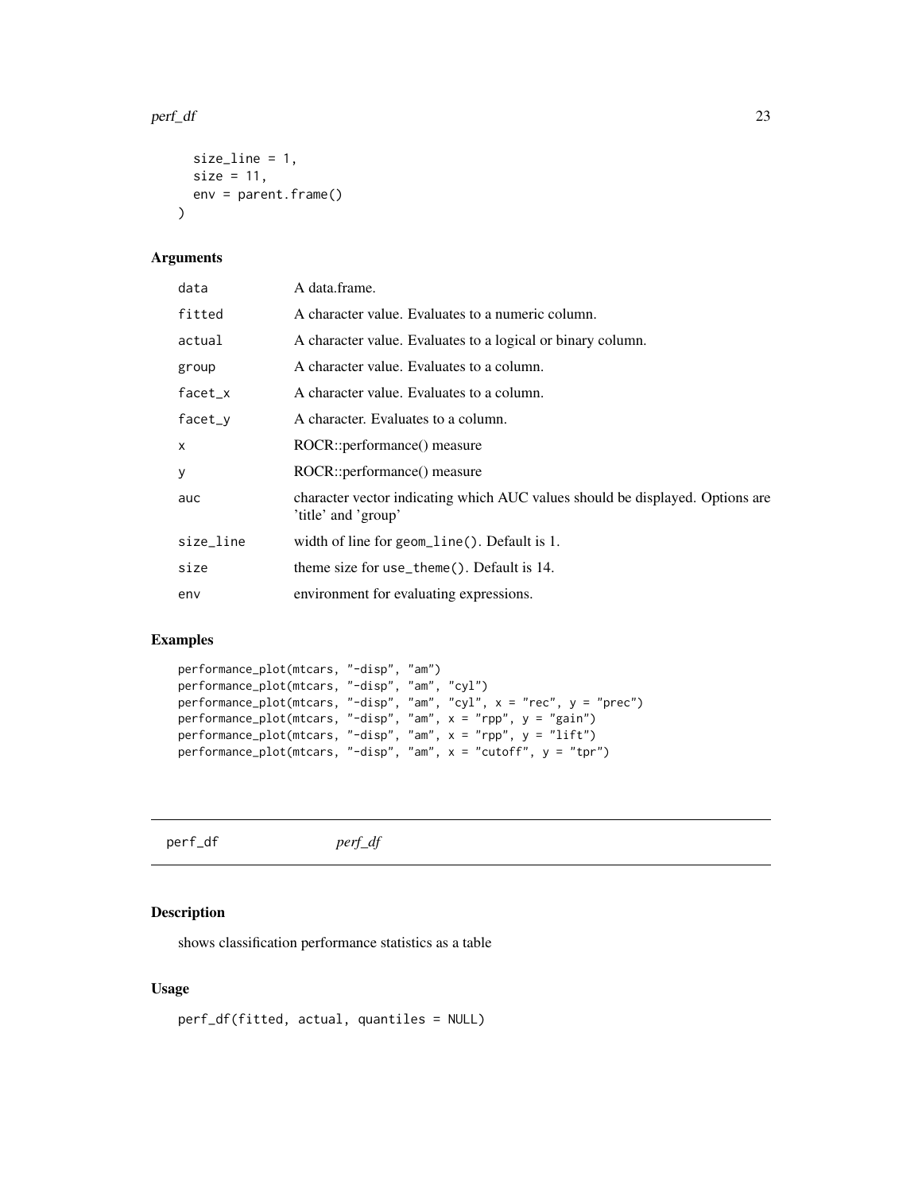```
  size_line = 1,
  size = 11,
  env = parent.frame()
)
```

### Arguments

| | |
|---|---|
| data | A data.frame. |
| fitted | A character value. Evaluates to a numeric column. |
| actual | A character value. Evaluates to a logical or binary column. |
| group | A character value. Evaluates to a column. |
| facet_x | A character value. Evaluates to a column. |
| facet_y | A character. Evaluates to a column. |
| x | ROCR::performance() measure |
| y | ROCR::performance() measure |
| auc | character vector indicating which AUC values should be displayed. Options are 'title' and 'group' |
| size_line | width of line for geom_line(). Default is 1. |
| size | theme size for use_theme(). Default is 14. |
| env | environment for evaluating expressions. |

### Examples

```
performance_plot(mtcars, "-disp", "am")
performance_plot(mtcars, "-disp", "am", "cyl")
performance_plot(mtcars, "-disp", "am", "cyl", x = "rec", y = "prec")
performance_plot(mtcars, "-disp", "am", x = "rpp", y = "gain")
performance_plot(mtcars, "-disp", "am", x = "rpp", y = "lift")
performance_plot(mtcars, "-disp", "am", x = "cutoff", y = "tpr")
```

---

## perf_df    *perf_df*

---

### Description

shows classification performance statistics as a table

### Usage

```
perf_df(fitted, actual, quantiles = NULL)
```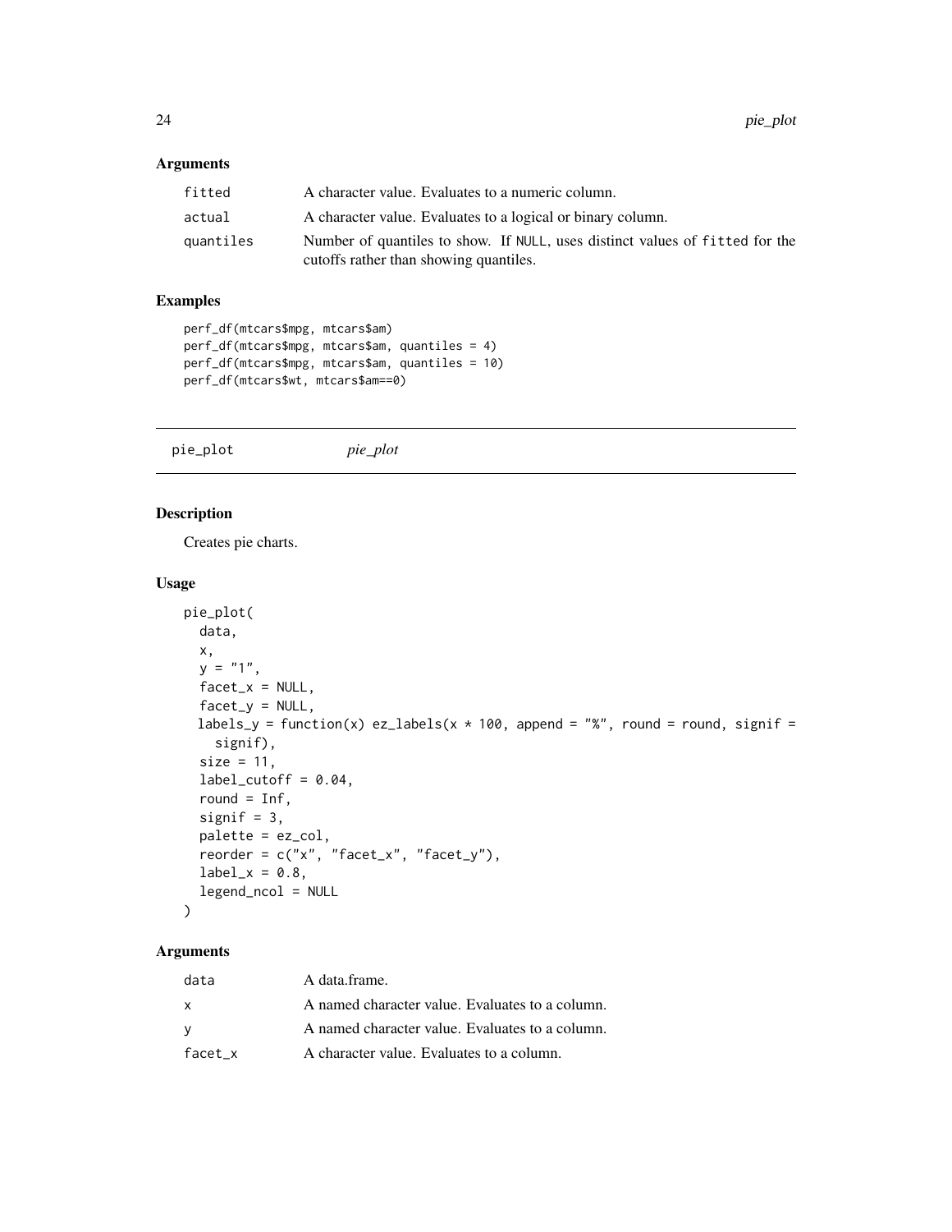### Arguments

| | |
|---|---|
| fitted | A character value. Evaluates to a numeric column. |
| actual | A character value. Evaluates to a logical or binary column. |
| quantiles | Number of quantiles to show. If NULL, uses distinct values of fitted for the cutoffs rather than showing quantiles. |

### Examples

```
perf_df(mtcars$mpg, mtcars$am)
perf_df(mtcars$mpg, mtcars$am, quantiles = 4)
perf_df(mtcars$mpg, mtcars$am, quantiles = 10)
perf_df(mtcars$wt, mtcars$am==0)
```

---

## pie_plot    *pie_plot*

### Description

Creates pie charts.

### Usage

```
pie_plot(
  data,
  x,
  y = "1",
  facet_x = NULL,
  facet_y = NULL,
  labels_y = function(x) ez_labels(x * 100, append = "%", round = round, signif =
    signif),
  size = 11,
  label_cutoff = 0.04,
  round = Inf,
  signif = 3,
  palette = ez_col,
  reorder = c("x", "facet_x", "facet_y"),
  label_x = 0.8,
  legend_ncol = NULL
)
```

### Arguments

| | |
|---|---|
| data | A data.frame. |
| x | A named character value. Evaluates to a column. |
| y | A named character value. Evaluates to a column. |
| facet_x | A character value. Evaluates to a column. |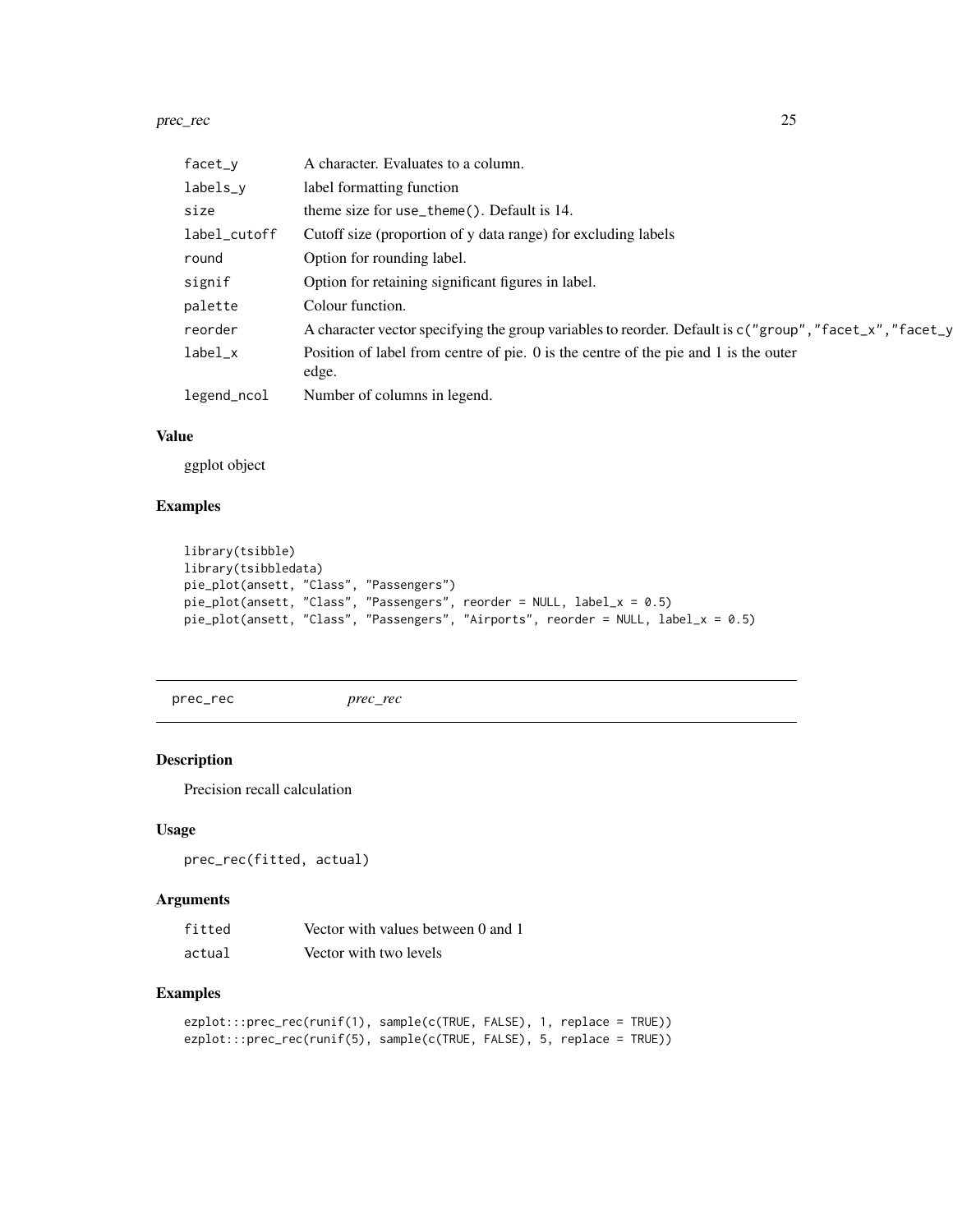| | |
|---|---|
| facet_y | A character. Evaluates to a column. |
| labels_y | label formatting function |
| size | theme size for use_theme(). Default is 14. |
| label_cutoff | Cutoff size (proportion of y data range) for excluding labels |
| round | Option for rounding label. |
| signif | Option for retaining significant figures in label. |
| palette | Colour function. |
| reorder | A character vector specifying the group variables to reorder. Default is c("group","facet_x","facet_y |
| label_x | Position of label from centre of pie. 0 is the centre of the pie and 1 is the outer edge. |
| legend_ncol | Number of columns in legend. |

### Value

ggplot object

### Examples

```
library(tsibble)
library(tsibbledata)
pie_plot(ansett, "Class", "Passengers")
pie_plot(ansett, "Class", "Passengers", reorder = NULL, label_x = 0.5)
pie_plot(ansett, "Class", "Passengers", "Airports", reorder = NULL, label_x = 0.5)
```

## prec_rec *prec_rec*

### Description

Precision recall calculation

### Usage

```
prec_rec(fitted, actual)
```

### Arguments

| | |
|---|---|
| fitted | Vector with values between 0 and 1 |
| actual | Vector with two levels |

### Examples

```
ezplot:::prec_rec(runif(1), sample(c(TRUE, FALSE), 1, replace = TRUE))
ezplot:::prec_rec(runif(5), sample(c(TRUE, FALSE), 5, replace = TRUE))
```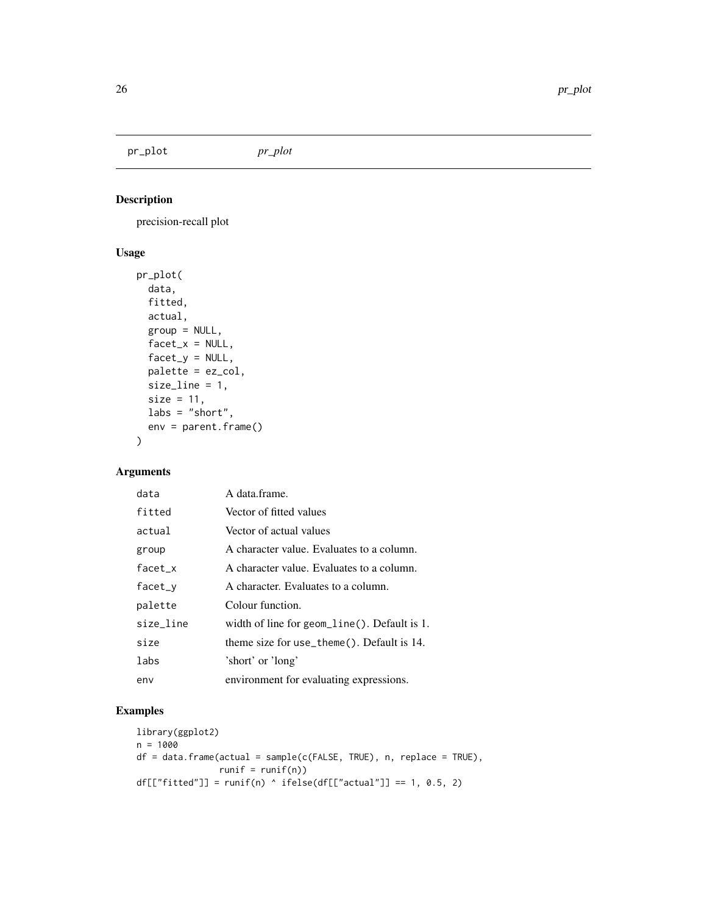# pr_plot *pr_plot*

## Description

precision-recall plot

## Usage

```
pr_plot(
  data,
  fitted,
  actual,
  group = NULL,
  facet_x = NULL,
  facet_y = NULL,
  palette = ez_col,
  size_line = 1,
  size = 11,
  labs = "short",
  env = parent.frame()
)
```

## Arguments

| | |
|---|---|
| data | A data.frame. |
| fitted | Vector of fitted values |
| actual | Vector of actual values |
| group | A character value. Evaluates to a column. |
| facet_x | A character value. Evaluates to a column. |
| facet_y | A character. Evaluates to a column. |
| palette | Colour function. |
| size_line | width of line for `geom_line()`. Default is 1. |
| size | theme size for `use_theme()`. Default is 14. |
| labs | 'short' or 'long' |
| env | environment for evaluating expressions. |

## Examples

```
library(ggplot2)
n = 1000
df = data.frame(actual = sample(c(FALSE, TRUE), n, replace = TRUE),
                runif = runif(n))
df[["fitted"]] = runif(n) ^ ifelse(df[["actual"]] == 1, 0.5, 2)
```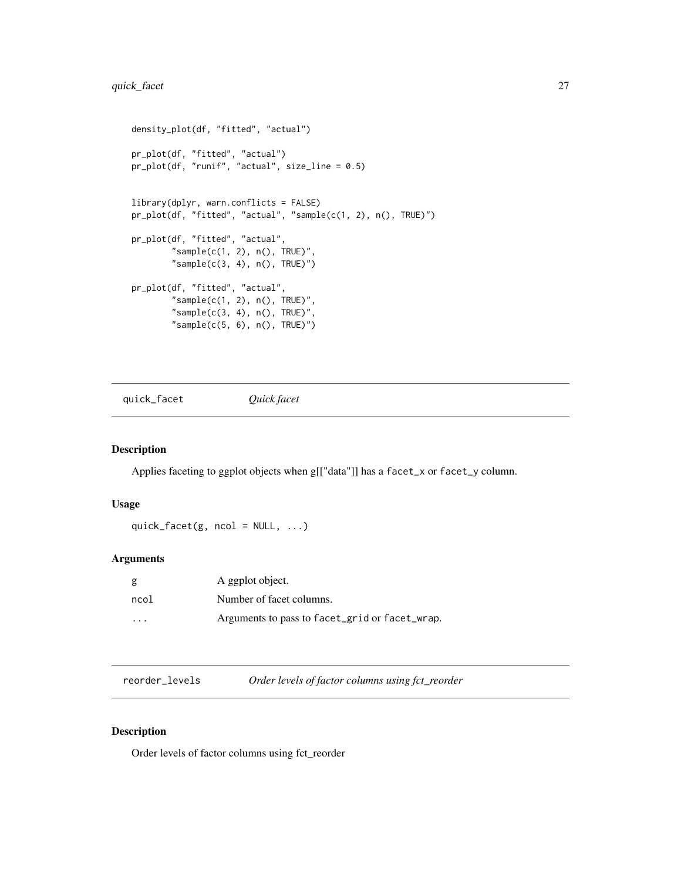```
density_plot(df, "fitted", "actual")

pr_plot(df, "fitted", "actual")
pr_plot(df, "runif", "actual", size_line = 0.5)


library(dplyr, warn.conflicts = FALSE)
pr_plot(df, "fitted", "actual", "sample(c(1, 2), n(), TRUE)")

pr_plot(df, "fitted", "actual",
        "sample(c(1, 2), n(), TRUE)",
        "sample(c(3, 4), n(), TRUE)")

pr_plot(df, "fitted", "actual",
        "sample(c(1, 2), n(), TRUE)",
        "sample(c(3, 4), n(), TRUE)",
        "sample(c(5, 6), n(), TRUE)")
```

## quick_facet — *Quick facet*

### Description

Applies faceting to ggplot objects when g[["data"]] has a `facet_x` or `facet_y` column.

### Usage

```
quick_facet(g, ncol = NULL, ...)
```

### Arguments

| | |
|---|---|
| `g` | A ggplot object. |
| `ncol` | Number of facet columns. |
| `...` | Arguments to pass to `facet_grid` or `facet_wrap`. |

## reorder_levels — *Order levels of factor columns using fct_reorder*

### Description

Order levels of factor columns using fct_reorder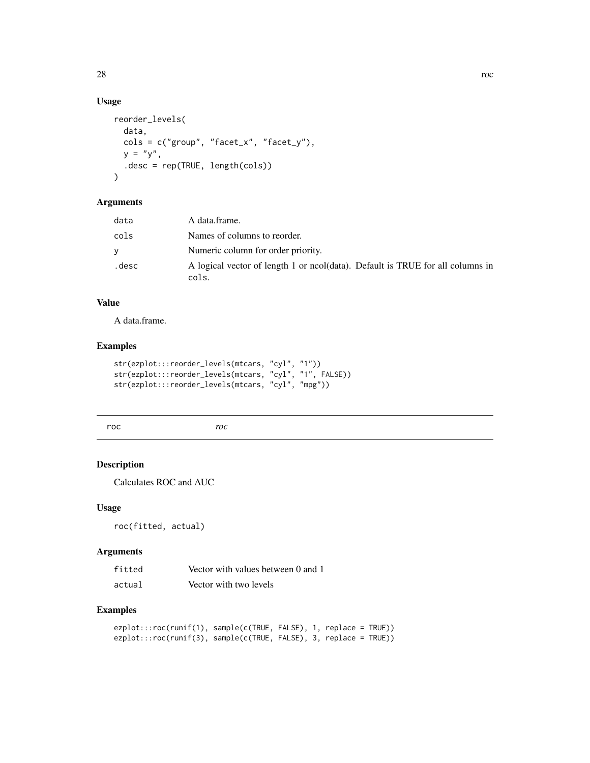### Usage

```
reorder_levels(
  data,
  cols = c("group", "facet_x", "facet_y"),
  y = "y",
  .desc = rep(TRUE, length(cols))
)
```

### Arguments

| | |
|---|---|
| data | A data.frame. |
| cols | Names of columns to reorder. |
| y | Numeric column for order priority. |
| .desc | A logical vector of length 1 or ncol(data). Default is TRUE for all columns in cols. |

### Value

A data.frame.

### Examples

```
str(ezplot:::reorder_levels(mtcars, "cyl", "1"))
str(ezplot:::reorder_levels(mtcars, "cyl", "1", FALSE))
str(ezplot:::reorder_levels(mtcars, "cyl", "mpg"))
```

## roc &nbsp;&nbsp;&nbsp;&nbsp; *roc*

### Description

Calculates ROC and AUC

### Usage

```
roc(fitted, actual)
```

### Arguments

| | |
|---|---|
| fitted | Vector with values between 0 and 1 |
| actual | Vector with two levels |

### Examples

```
ezplot:::roc(runif(1), sample(c(TRUE, FALSE), 1, replace = TRUE))
ezplot:::roc(runif(3), sample(c(TRUE, FALSE), 3, replace = TRUE))
```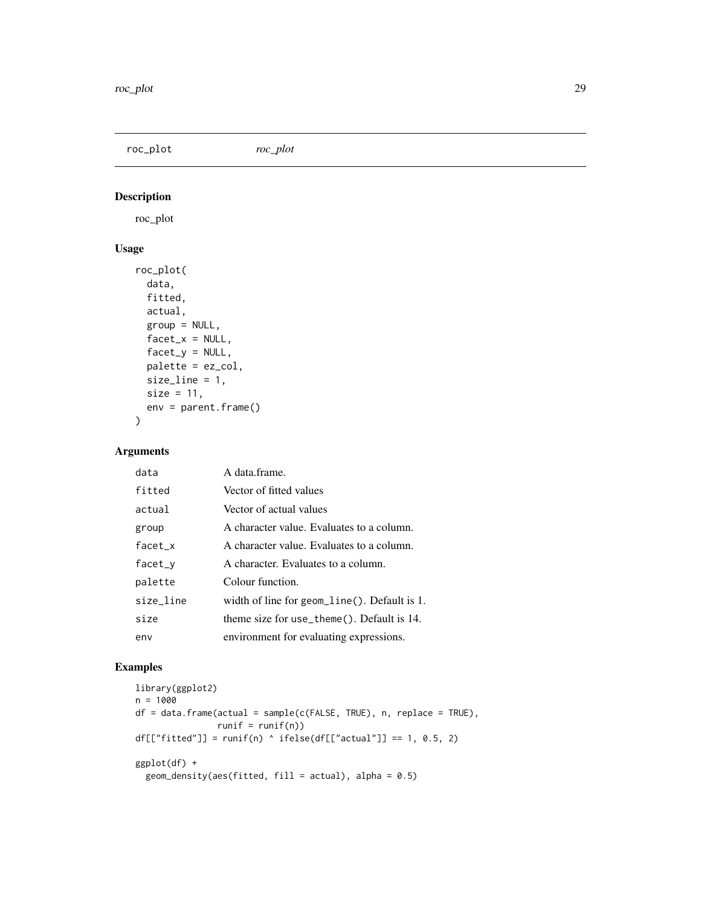roc_plot *roc_plot*

## Description

roc_plot

## Usage

```
roc_plot(
  data,
  fitted,
  actual,
  group = NULL,
  facet_x = NULL,
  facet_y = NULL,
  palette = ez_col,
  size_line = 1,
  size = 11,
  env = parent.frame()
)
```

## Arguments

| | |
|---|---|
| data | A data.frame. |
| fitted | Vector of fitted values |
| actual | Vector of actual values |
| group | A character value. Evaluates to a column. |
| facet_x | A character value. Evaluates to a column. |
| facet_y | A character. Evaluates to a column. |
| palette | Colour function. |
| size_line | width of line for `geom_line()`. Default is 1. |
| size | theme size for `use_theme()`. Default is 14. |
| env | environment for evaluating expressions. |

## Examples

```
library(ggplot2)
n = 1000
df = data.frame(actual = sample(c(FALSE, TRUE), n, replace = TRUE),
                runif = runif(n))
df[["fitted"]] = runif(n) ^ ifelse(df[["actual"]] == 1, 0.5, 2)

ggplot(df) +
  geom_density(aes(fitted, fill = actual), alpha = 0.5)
```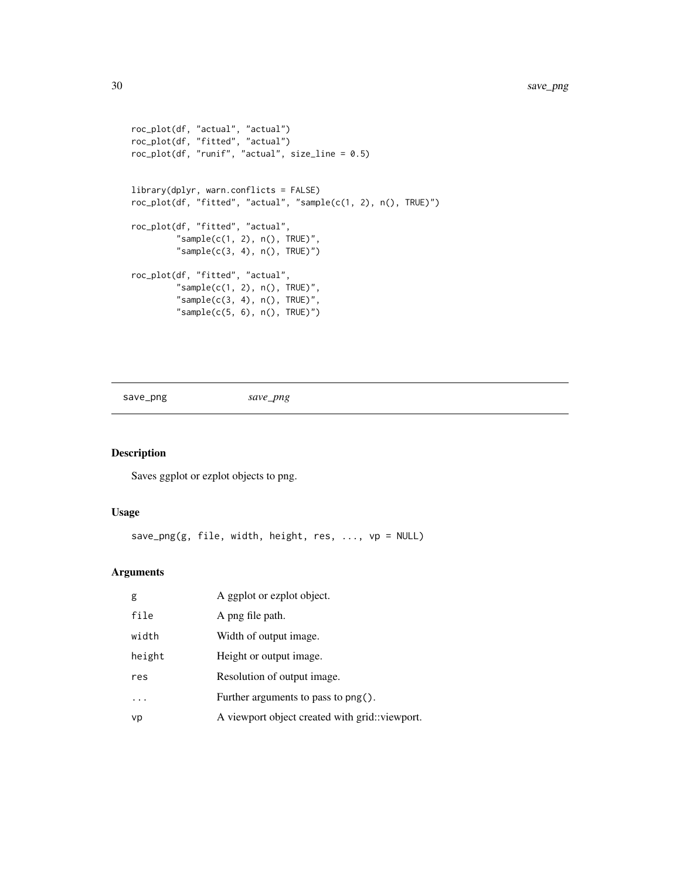```
roc_plot(df, "actual", "actual")
roc_plot(df, "fitted", "actual")
roc_plot(df, "runif", "actual", size_line = 0.5)


library(dplyr, warn.conflicts = FALSE)
roc_plot(df, "fitted", "actual", "sample(c(1, 2), n(), TRUE)")

roc_plot(df, "fitted", "actual",
         "sample(c(1, 2), n(), TRUE)",
         "sample(c(3, 4), n(), TRUE)")

roc_plot(df, "fitted", "actual",
         "sample(c(1, 2), n(), TRUE)",
         "sample(c(3, 4), n(), TRUE)",
         "sample(c(5, 6), n(), TRUE)")
```

---

## save_png *save_png*

---

### Description

Saves ggplot or ezplot objects to png.

### Usage

```
save_png(g, file, width, height, res, ..., vp = NULL)
```

### Arguments

| | |
|---|---|
| `g` | A ggplot or ezplot object. |
| `file` | A png file path. |
| `width` | Width of output image. |
| `height` | Height or output image. |
| `res` | Resolution of output image. |
| `...` | Further arguments to pass to `png()`. |
| `vp` | A viewport object created with grid::viewport. |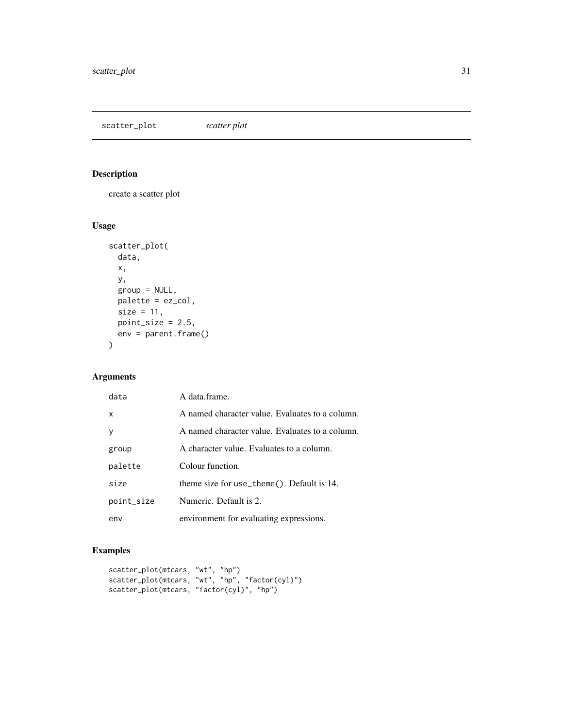## scatter_plot *scatter plot*

### Description

create a scatter plot

### Usage

```
scatter_plot(
  data,
  x,
  y,
  group = NULL,
  palette = ez_col,
  size = 11,
  point_size = 2.5,
  env = parent.frame()
)
```

### Arguments

| | |
|---|---|
| data | A data.frame. |
| x | A named character value. Evaluates to a column. |
| y | A named character value. Evaluates to a column. |
| group | A character value. Evaluates to a column. |
| palette | Colour function. |
| size | theme size for `use_theme()`. Default is 14. |
| point_size | Numeric. Default is 2. |
| env | environment for evaluating expressions. |

### Examples

```
scatter_plot(mtcars, "wt", "hp")
scatter_plot(mtcars, "wt", "hp", "factor(cyl)")
scatter_plot(mtcars, "factor(cyl)", "hp")
```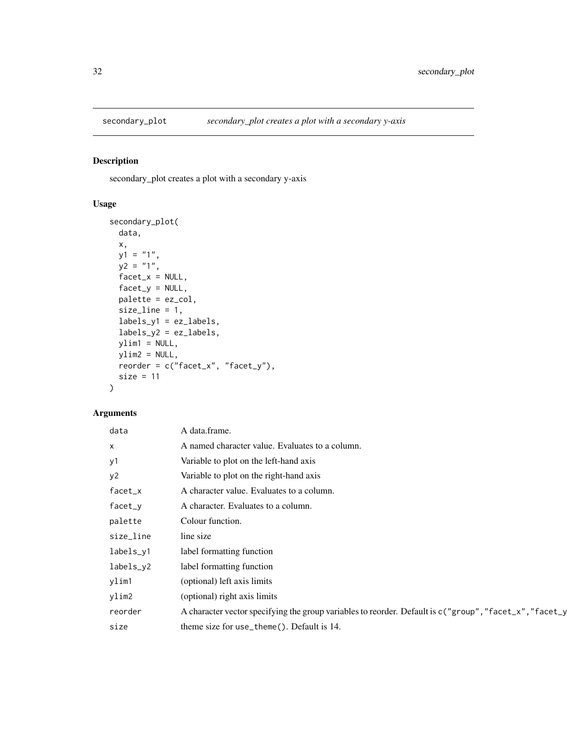## secondary_plot — *secondary_plot creates a plot with a secondary y-axis*

### Description

secondary_plot creates a plot with a secondary y-axis

### Usage

```
secondary_plot(
  data,
  x,
  y1 = "1",
  y2 = "1",
  facet_x = NULL,
  facet_y = NULL,
  palette = ez_col,
  size_line = 1,
  labels_y1 = ez_labels,
  labels_y2 = ez_labels,
  ylim1 = NULL,
  ylim2 = NULL,
  reorder = c("facet_x", "facet_y"),
  size = 11
)
```

### Arguments

| | |
|---|---|
| `data` | A data.frame. |
| `x` | A named character value. Evaluates to a column. |
| `y1` | Variable to plot on the left-hand axis |
| `y2` | Variable to plot on the right-hand axis |
| `facet_x` | A character value. Evaluates to a column. |
| `facet_y` | A character. Evaluates to a column. |
| `palette` | Colour function. |
| `size_line` | line size |
| `labels_y1` | label formatting function |
| `labels_y2` | label formatting function |
| `ylim1` | (optional) left axis limits |
| `ylim2` | (optional) right axis limits |
| `reorder` | A character vector specifying the group variables to reorder. Default is `c("group","facet_x","facet_y` |
| `size` | theme size for `use_theme()`. Default is 14. |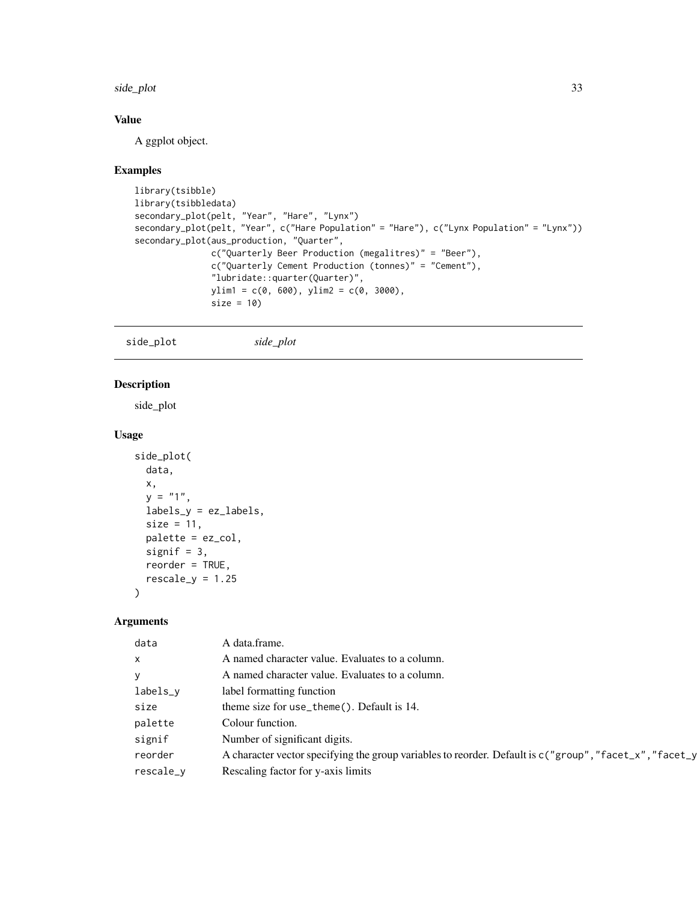## Value

A ggplot object.

## Examples

```
library(tsibble)
library(tsibbledata)
secondary_plot(pelt, "Year", "Hare", "Lynx")
secondary_plot(pelt, "Year", c("Hare Population" = "Hare"), c("Lynx Population" = "Lynx"))
secondary_plot(aus_production, "Quarter",
               c("Quarterly Beer Production (megalitres)" = "Beer"),
               c("Quarterly Cement Production (tonnes)" = "Cement"),
               "lubridate::quarter(Quarter)",
               ylim1 = c(0, 600), ylim2 = c(0, 3000),
               size = 10)
```

---

# side_plot *side_plot*

## Description

side_plot

## Usage

```
side_plot(
  data,
  x,
  y = "1",
  labels_y = ez_labels,
  size = 11,
  palette = ez_col,
  signif = 3,
  reorder = TRUE,
  rescale_y = 1.25
)
```

## Arguments

| | |
|---|---|
| data | A data.frame. |
| x | A named character value. Evaluates to a column. |
| y | A named character value. Evaluates to a column. |
| labels_y | label formatting function |
| size | theme size for `use_theme()`. Default is 14. |
| palette | Colour function. |
| signif | Number of significant digits. |
| reorder | A character vector specifying the group variables to reorder. Default is `c("group","facet_x","facet_y` |
| rescale_y | Rescaling factor for y-axis limits |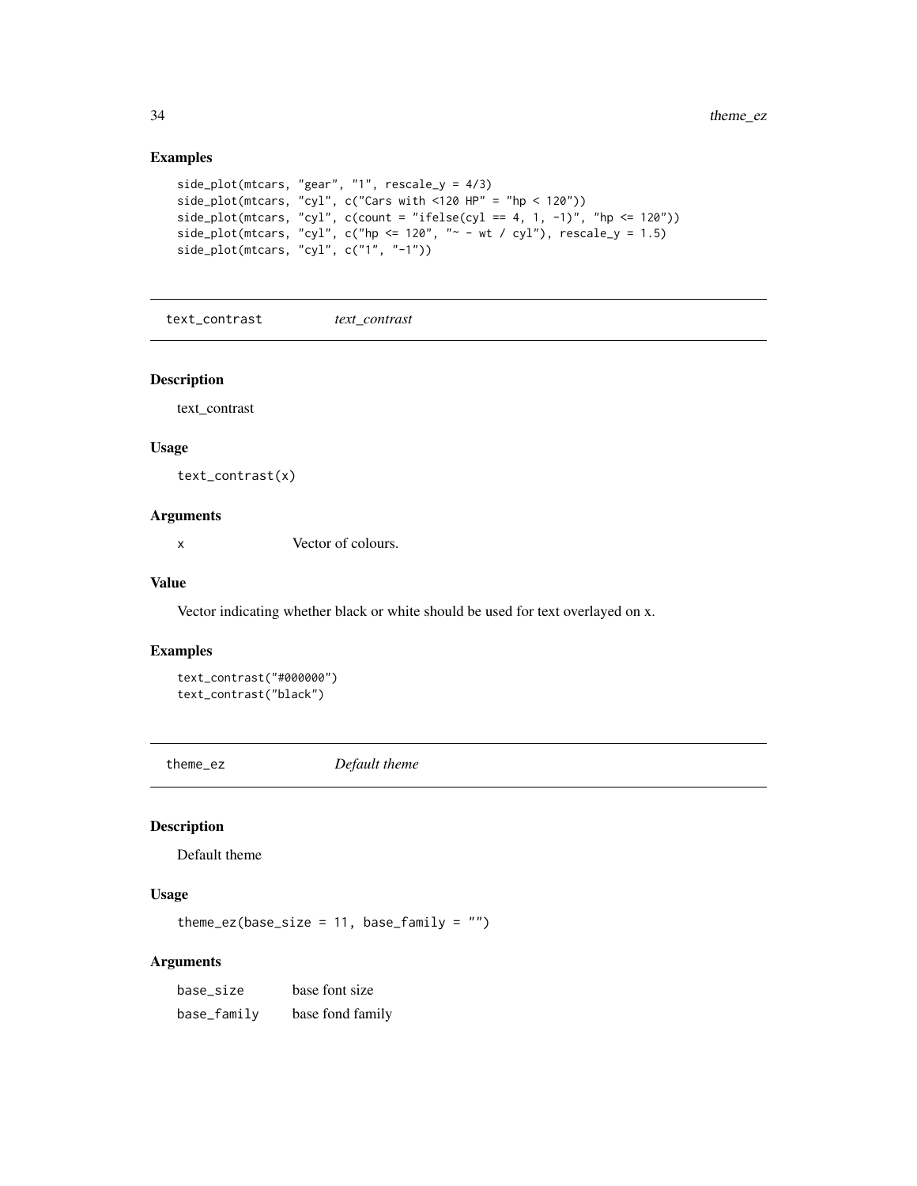### Examples

```
side_plot(mtcars, "gear", "1", rescale_y = 4/3)
side_plot(mtcars, "cyl", c("Cars with <120 HP" = "hp < 120"))
side_plot(mtcars, "cyl", c(count = "ifelse(cyl == 4, 1, -1)", "hp <= 120"))
side_plot(mtcars, "cyl", c("hp <= 120", "~ - wt / cyl"), rescale_y = 1.5)
side_plot(mtcars, "cyl", c("1", "-1"))
```

## text_contrast *text_contrast*

### Description

text_contrast

### Usage

```
text_contrast(x)
```

### Arguments

| | |
|---|---|
| x | Vector of colours. |

### Value

Vector indicating whether black or white should be used for text overlayed on x.

### Examples

```
text_contrast("#000000")
text_contrast("black")
```

## theme_ez *Default theme*

### Description

Default theme

### Usage

```
theme_ez(base_size = 11, base_family = "")
```

### Arguments

| | |
|---|---|
| base_size | base font size |
| base_family | base fond family |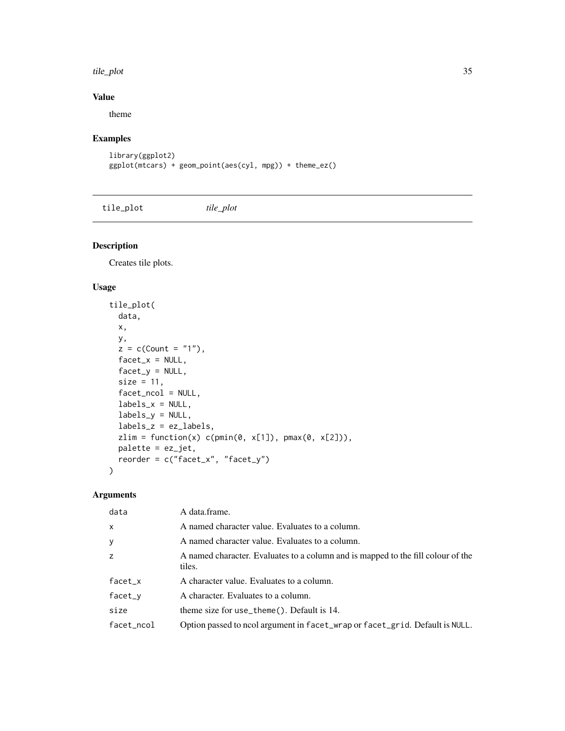## Value

theme

## Examples

```
library(ggplot2)
ggplot(mtcars) + geom_point(aes(cyl, mpg)) + theme_ez()
```

---

# tile_plot *tile_plot*

---

## Description

Creates tile plots.

## Usage

```
tile_plot(
  data,
  x,
  y,
  z = c(Count = "1"),
  facet_x = NULL,
  facet_y = NULL,
  size = 11,
  facet_ncol = NULL,
  labels_x = NULL,
  labels_y = NULL,
  labels_z = ez_labels,
  zlim = function(x) c(pmin(0, x[1]), pmax(0, x[2])),
  palette = ez_jet,
  reorder = c("facet_x", "facet_y")
)
```

## Arguments

| | |
|---|---|
| `data` | A data.frame. |
| `x` | A named character value. Evaluates to a column. |
| `y` | A named character value. Evaluates to a column. |
| `z` | A named character. Evaluates to a column and is mapped to the fill colour of the tiles. |
| `facet_x` | A character value. Evaluates to a column. |
| `facet_y` | A character. Evaluates to a column. |
| `size` | theme size for `use_theme()`. Default is 14. |
| `facet_ncol` | Option passed to ncol argument in `facet_wrap` or `facet_grid`. Default is `NULL`. |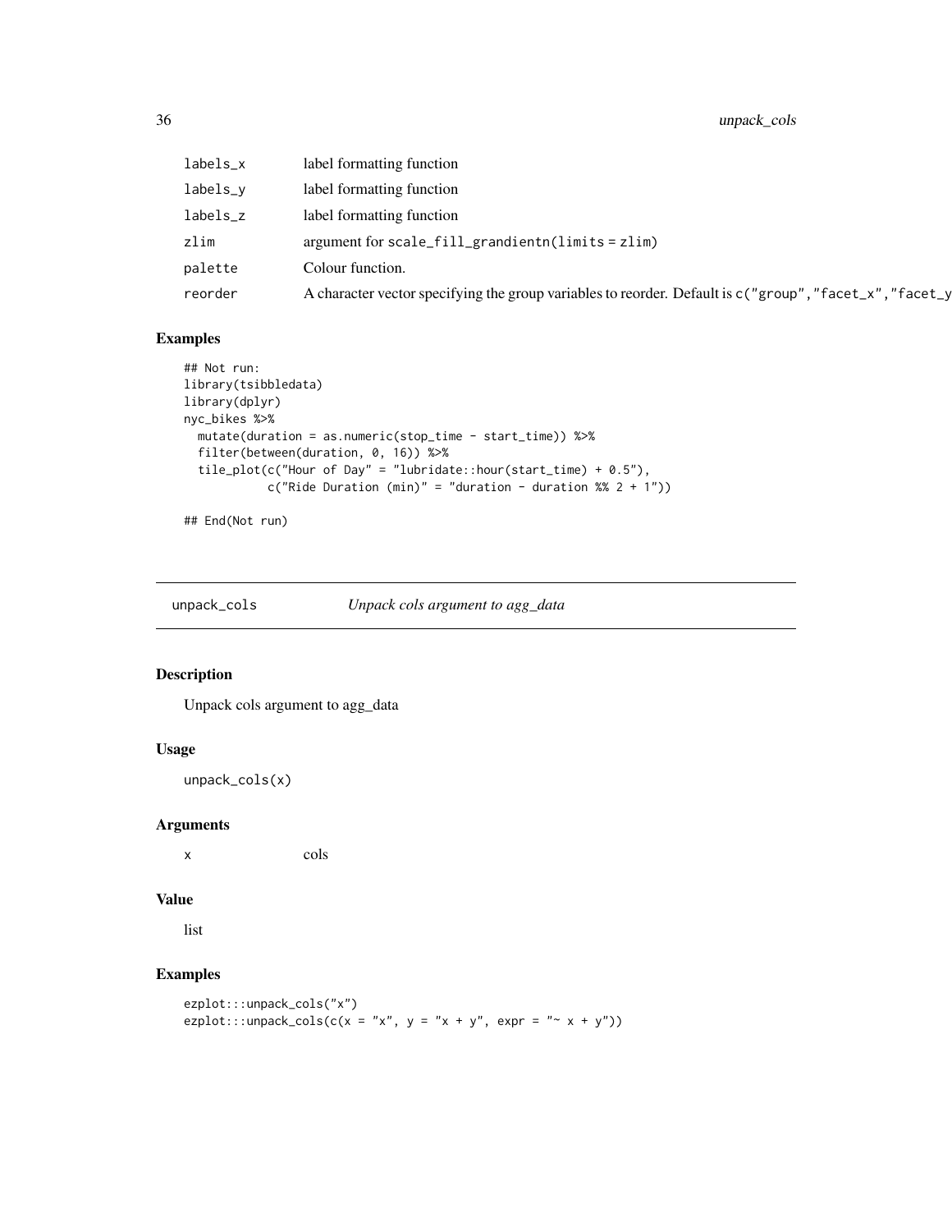| | |
|---|---|
| labels_x | label formatting function |
| labels_y | label formatting function |
| labels_z | label formatting function |
| zlim | argument for scale_fill_grandientn(limits = zlim) |
| palette | Colour function. |
| reorder | A character vector specifying the group variables to reorder. Default is c("group","facet_x","facet_y |

### Examples

```
## Not run:
library(tsibbledata)
library(dplyr)
nyc_bikes %>%
  mutate(duration = as.numeric(stop_time - start_time)) %>%
  filter(between(duration, 0, 16)) %>%
  tile_plot(c("Hour of Day" = "lubridate::hour(start_time) + 0.5"),
            c("Ride Duration (min)" = "duration - duration %% 2 + 1"))

## End(Not run)
```

---

## unpack_cols &nbsp;&nbsp;&nbsp; *Unpack cols argument to agg_data*

---

### Description

Unpack cols argument to agg_data

### Usage

```
unpack_cols(x)
```

### Arguments

| | |
|---|---|
| x | cols |

### Value

list

### Examples

```
ezplot:::unpack_cols("x")
ezplot:::unpack_cols(c(x = "x", y = "x + y", expr = "~ x + y"))
```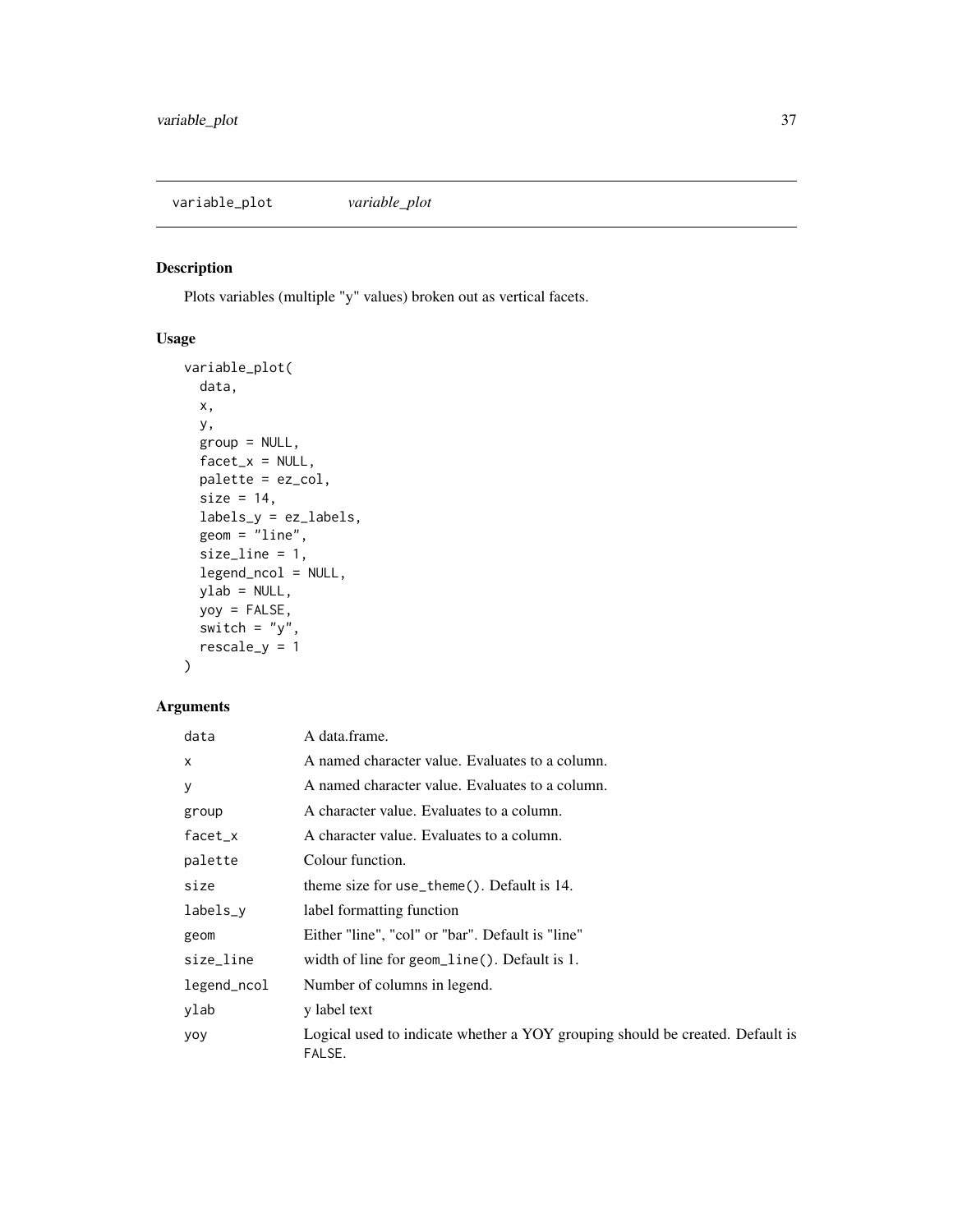## variable_plot *variable_plot*

### Description

Plots variables (multiple "y" values) broken out as vertical facets.

### Usage

```
variable_plot(
  data,
  x,
  y,
  group = NULL,
  facet_x = NULL,
  palette = ez_col,
  size = 14,
  labels_y = ez_labels,
  geom = "line",
  size_line = 1,
  legend_ncol = NULL,
  ylab = NULL,
  yoy = FALSE,
  switch = "y",
  rescale_y = 1
)
```

### Arguments

| | |
|---|---|
| `data` | A data.frame. |
| `x` | A named character value. Evaluates to a column. |
| `y` | A named character value. Evaluates to a column. |
| `group` | A character value. Evaluates to a column. |
| `facet_x` | A character value. Evaluates to a column. |
| `palette` | Colour function. |
| `size` | theme size for `use_theme()`. Default is 14. |
| `labels_y` | label formatting function |
| `geom` | Either "line", "col" or "bar". Default is "line" |
| `size_line` | width of line for `geom_line()`. Default is 1. |
| `legend_ncol` | Number of columns in legend. |
| `ylab` | y label text |
| `yoy` | Logical used to indicate whether a YOY grouping should be created. Default is `FALSE`. |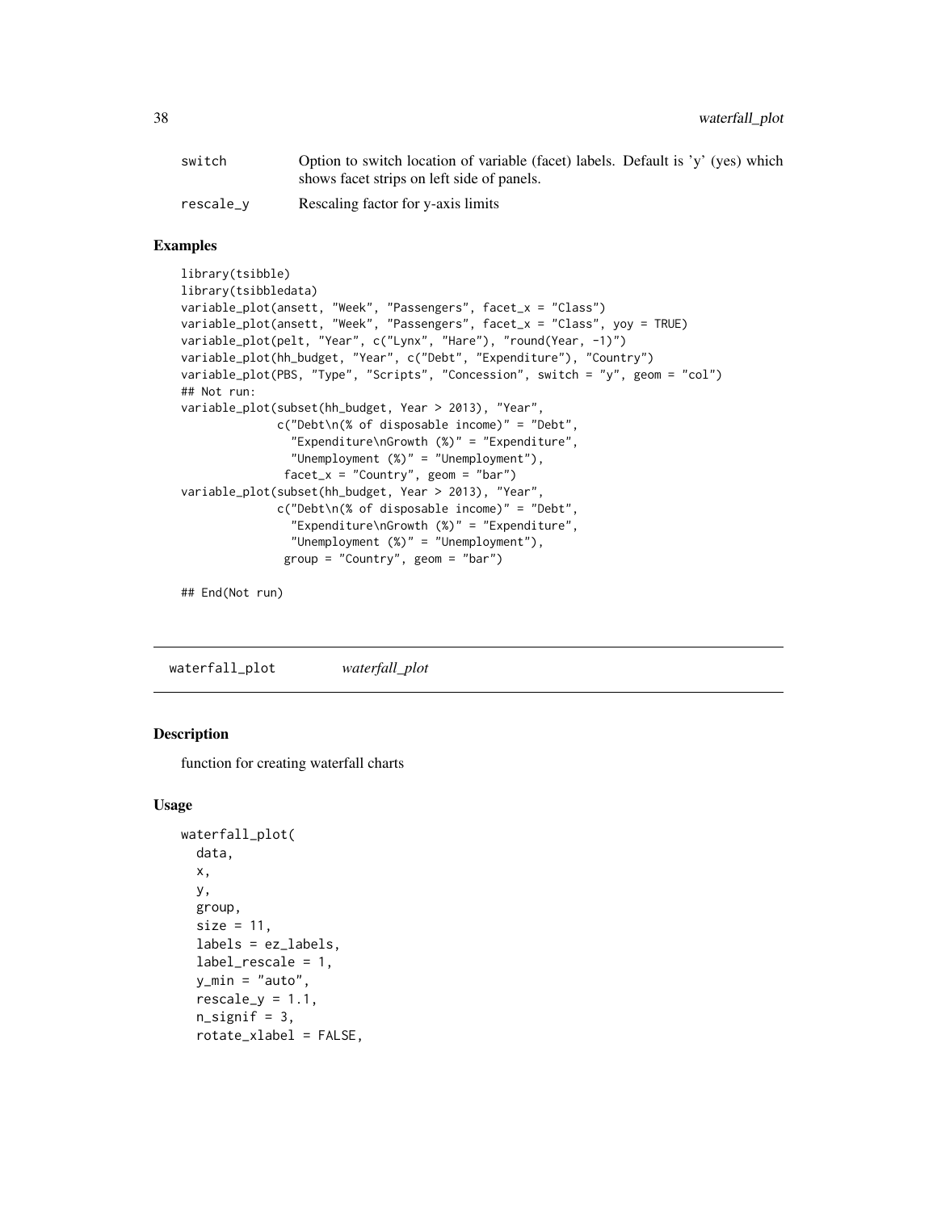| | |
|---|---|
| switch | Option to switch location of variable (facet) labels. Default is 'y' (yes) which shows facet strips on left side of panels. |
| rescale_y | Rescaling factor for y-axis limits |

## Examples

```
library(tsibble)
library(tsibbledata)
variable_plot(ansett, "Week", "Passengers", facet_x = "Class")
variable_plot(ansett, "Week", "Passengers", facet_x = "Class", yoy = TRUE)
variable_plot(pelt, "Year", c("Lynx", "Hare"), "round(Year, -1)")
variable_plot(hh_budget, "Year", c("Debt", "Expenditure"), "Country")
variable_plot(PBS, "Type", "Scripts", "Concession", switch = "y", geom = "col")
## Not run:
variable_plot(subset(hh_budget, Year > 2013), "Year",
              c("Debt\n(% of disposable income)" = "Debt",
                "Expenditure\nGrowth (%)" = "Expenditure",
                "Unemployment (%)" = "Unemployment"),
               facet_x = "Country", geom = "bar")
variable_plot(subset(hh_budget, Year > 2013), "Year",
              c("Debt\n(% of disposable income)" = "Debt",
                "Expenditure\nGrowth (%)" = "Expenditure",
                "Unemployment (%)" = "Unemployment"),
               group = "Country", geom = "bar")

## End(Not run)
```

---

# waterfall_plot *waterfall_plot*

## Description

function for creating waterfall charts

## Usage

```
waterfall_plot(
  data,
  x,
  y,
  group,
  size = 11,
  labels = ez_labels,
  label_rescale = 1,
  y_min = "auto",
  rescale_y = 1.1,
  n_signif = 3,
  rotate_xlabel = FALSE,
```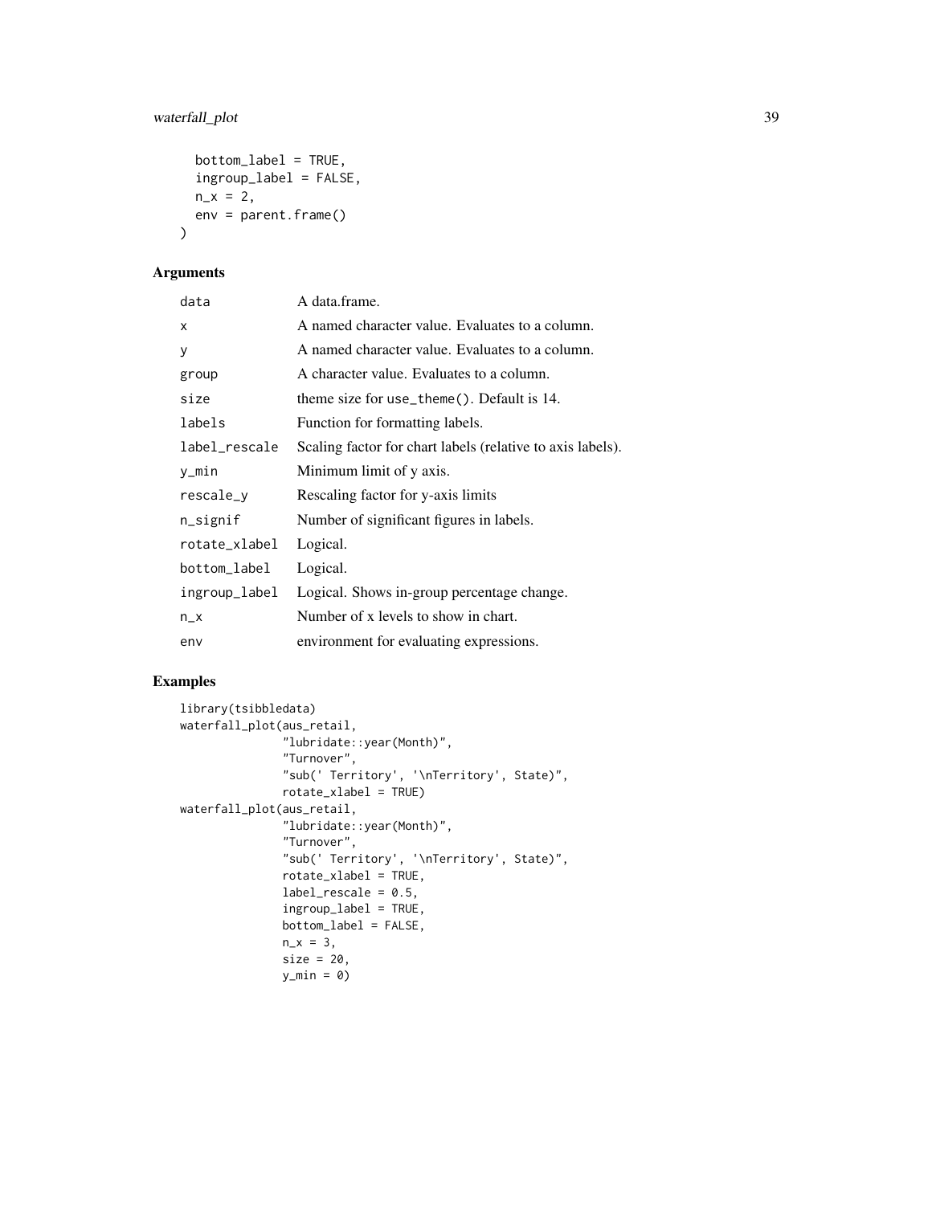```
  bottom_label = TRUE,
  ingroup_label = FALSE,
  n_x = 2,
  env = parent.frame()
)
```

## Arguments

| | |
|---|---|
| data | A data.frame. |
| x | A named character value. Evaluates to a column. |
| y | A named character value. Evaluates to a column. |
| group | A character value. Evaluates to a column. |
| size | theme size for `use_theme()`. Default is 14. |
| labels | Function for formatting labels. |
| label_rescale | Scaling factor for chart labels (relative to axis labels). |
| y_min | Minimum limit of y axis. |
| rescale_y | Rescaling factor for y-axis limits |
| n_signif | Number of significant figures in labels. |
| rotate_xlabel | Logical. |
| bottom_label | Logical. |
| ingroup_label | Logical. Shows in-group percentage change. |
| n_x | Number of x levels to show in chart. |
| env | environment for evaluating expressions. |

## Examples

```
library(tsibbledata)
waterfall_plot(aus_retail,
               "lubridate::year(Month)",
               "Turnover",
               "sub(' Territory', '\nTerritory', State)",
               rotate_xlabel = TRUE)
waterfall_plot(aus_retail,
               "lubridate::year(Month)",
               "Turnover",
               "sub(' Territory', '\nTerritory', State)",
               rotate_xlabel = TRUE,
               label_rescale = 0.5,
               ingroup_label = TRUE,
               bottom_label = FALSE,
               n_x = 3,
               size = 20,
               y_min = 0)
```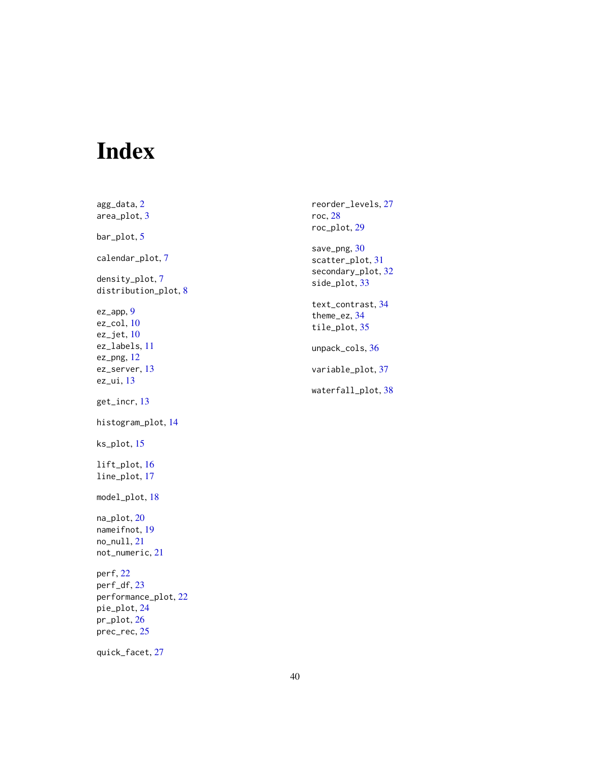# Index

agg_data, 2
area_plot, 3

bar_plot, 5

calendar_plot, 7

density_plot, 7
distribution_plot, 8

ez_app, 9
ez_col, 10
ez_jet, 10
ez_labels, 11
ez_png, 12
ez_server, 13
ez_ui, 13

get_incr, 13

histogram_plot, 14

ks_plot, 15

lift_plot, 16
line_plot, 17

model_plot, 18

na_plot, 20
nameifnot, 19
no_null, 21
not_numeric, 21

perf, 22
perf_df, 23
performance_plot, 22
pie_plot, 24
pr_plot, 26
prec_rec, 25

quick_facet, 27

reorder_levels, 27
roc, 28
roc_plot, 29

save_png, 30
scatter_plot, 31
secondary_plot, 32
side_plot, 33

text_contrast, 34
theme_ez, 34
tile_plot, 35

unpack_cols, 36

variable_plot, 37

waterfall_plot, 38